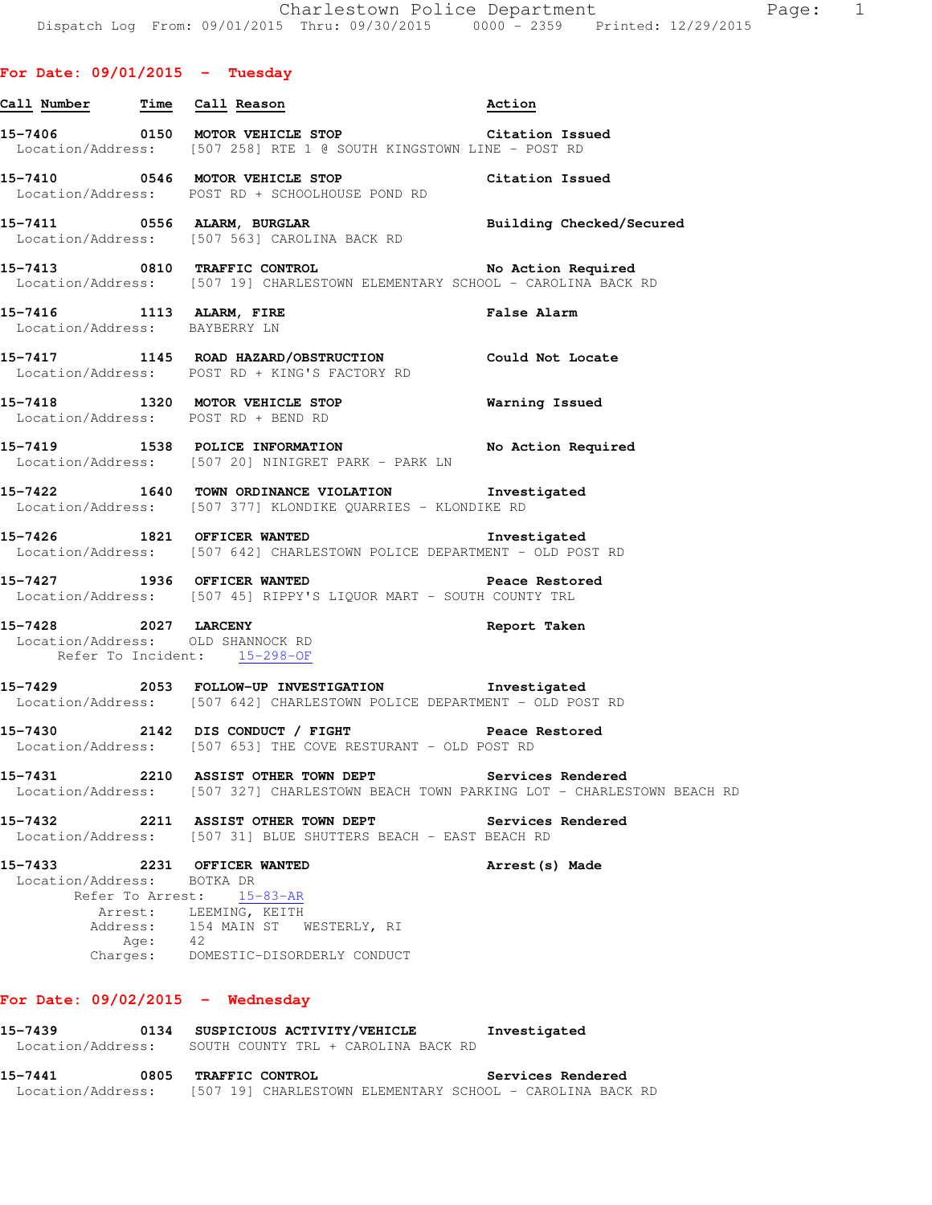## For Date: 09/01/2015 - Tuesday

| Call Number | Time | Call Reason | Action |
|---|---|---|---|
| 15-7406 | 0150 | MOTOR VEHICLE STOP | Citation Issued |

Location/Address: [507 258] RTE 1 @ SOUTH KINGSTOWN LINE - POST RD

**15-7410** 0546 **MOTOR VEHICLE STOP** — Citation Issued
Location/Address: POST RD + SCHOOLHOUSE POND RD

**15-7411** 0556 **ALARM, BURGLAR** — Building Checked/Secured
Location/Address: [507 563] CAROLINA BACK RD

**15-7413** 0810 **TRAFFIC CONTROL** — No Action Required
Location/Address: [507 19] CHARLESTOWN ELEMENTARY SCHOOL - CAROLINA BACK RD

**15-7416** 1113 **ALARM, FIRE** — False Alarm
Location/Address: BAYBERRY LN

**15-7417** 1145 **ROAD HAZARD/OBSTRUCTION** — Could Not Locate
Location/Address: POST RD + KING'S FACTORY RD

**15-7418** 1320 **MOTOR VEHICLE STOP** — Warning Issued
Location/Address: POST RD + BEND RD

**15-7419** 1538 **POLICE INFORMATION** — No Action Required
Location/Address: [507 20] NINIGRET PARK - PARK LN

**15-7422** 1640 **TOWN ORDINANCE VIOLATION** — Investigated
Location/Address: [507 377] KLONDIKE QUARRIES - KLONDIKE RD

**15-7426** 1821 **OFFICER WANTED** — Investigated
Location/Address: [507 642] CHARLESTOWN POLICE DEPARTMENT - OLD POST RD

**15-7427** 1936 **OFFICER WANTED** — Peace Restored
Location/Address: [507 45] RIPPY'S LIQUOR MART - SOUTH COUNTY TRL

**15-7428** 2027 **LARCENY** — Report Taken
Location/Address: OLD SHANNOCK RD
Refer To Incident: 15-298-OF

**15-7429** 2053 **FOLLOW-UP INVESTIGATION** — Investigated
Location/Address: [507 642] CHARLESTOWN POLICE DEPARTMENT - OLD POST RD

**15-7430** 2142 **DIS CONDUCT / FIGHT** — Peace Restored
Location/Address: [507 653] THE COVE RESTURANT - OLD POST RD

**15-7431** 2210 **ASSIST OTHER TOWN DEPT** — Services Rendered
Location/Address: [507 327] CHARLESTOWN BEACH TOWN PARKING LOT - CHARLESTOWN BEACH RD

**15-7432** 2211 **ASSIST OTHER TOWN DEPT** — Services Rendered
Location/Address: [507 31] BLUE SHUTTERS BEACH - EAST BEACH RD

**15-7433** 2231 **OFFICER WANTED** — Arrest(s) Made
Location/Address: BOTKA DR
Refer To Arrest: 15-83-AR
Arrest: LEEMING, KEITH
Address: 154 MAIN ST WESTERLY, RI
Age: 42
Charges: DOMESTIC-DISORDERLY CONDUCT

## For Date: 09/02/2015 - Wednesday

**15-7439** 0134 **SUSPICIOUS ACTIVITY/VEHICLE** — Investigated
Location/Address: SOUTH COUNTY TRL + CAROLINA BACK RD

**15-7441** 0805 **TRAFFIC CONTROL** — Services Rendered
Location/Address: [507 19] CHARLESTOWN ELEMENTARY SCHOOL - CAROLINA BACK RD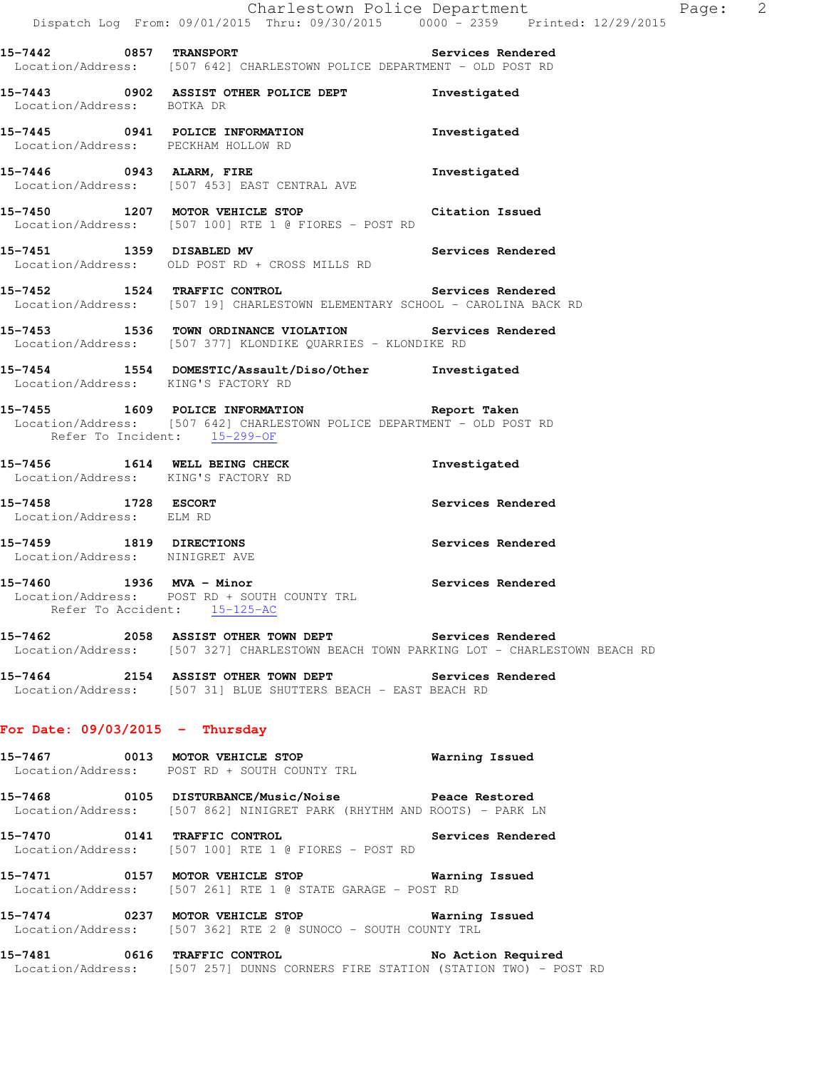**15-7442 0857 TRANSPORT** Services Rendered
Location/Address: [507 642] CHARLESTOWN POLICE DEPARTMENT - OLD POST RD

**15-7443 0902 ASSIST OTHER POLICE DEPT** Investigated
Location/Address: BOTKA DR

**15-7445 0941 POLICE INFORMATION** Investigated
Location/Address: PECKHAM HOLLOW RD

**15-7446 0943 ALARM, FIRE** Investigated
Location/Address: [507 453] EAST CENTRAL AVE

**15-7450 1207 MOTOR VEHICLE STOP** Citation Issued
Location/Address: [507 100] RTE 1 @ FIORES - POST RD

**15-7451 1359 DISABLED MV** Services Rendered
Location/Address: OLD POST RD + CROSS MILLS RD

**15-7452 1524 TRAFFIC CONTROL** Services Rendered
Location/Address: [507 19] CHARLESTOWN ELEMENTARY SCHOOL - CAROLINA BACK RD

**15-7453 1536 TOWN ORDINANCE VIOLATION** Services Rendered
Location/Address: [507 377] KLONDIKE QUARRIES - KLONDIKE RD

**15-7454 1554 DOMESTIC/Assault/Diso/Other** Investigated
Location/Address: KING'S FACTORY RD

**15-7455 1609 POLICE INFORMATION** Report Taken
Location/Address: [507 642] CHARLESTOWN POLICE DEPARTMENT - OLD POST RD
Refer To Incident: 15-299-OF

**15-7456 1614 WELL BEING CHECK** Investigated
Location/Address: KING'S FACTORY RD

**15-7458 1728 ESCORT** Services Rendered
Location/Address: ELM RD

**15-7459 1819 DIRECTIONS** Services Rendered
Location/Address: NINIGRET AVE

**15-7460 1936 MVA - Minor** Services Rendered
Location/Address: POST RD + SOUTH COUNTY TRL
Refer To Accident: 15-125-AC

**15-7462 2058 ASSIST OTHER TOWN DEPT** Services Rendered
Location/Address: [507 327] CHARLESTOWN BEACH TOWN PARKING LOT - CHARLESTOWN BEACH RD

**15-7464 2154 ASSIST OTHER TOWN DEPT** Services Rendered
Location/Address: [507 31] BLUE SHUTTERS BEACH - EAST BEACH RD

## For Date: 09/03/2015 - Thursday

**15-7467 0013 MOTOR VEHICLE STOP** Warning Issued
Location/Address: POST RD + SOUTH COUNTY TRL

**15-7468 0105 DISTURBANCE/Music/Noise** Peace Restored
Location/Address: [507 862] NINIGRET PARK (RHYTHM AND ROOTS) - PARK LN

**15-7470 0141 TRAFFIC CONTROL** Services Rendered
Location/Address: [507 100] RTE 1 @ FIORES - POST RD

**15-7471 0157 MOTOR VEHICLE STOP** Warning Issued
Location/Address: [507 261] RTE 1 @ STATE GARAGE - POST RD

**15-7474 0237 MOTOR VEHICLE STOP** Warning Issued
Location/Address: [507 362] RTE 2 @ SUNOCO - SOUTH COUNTY TRL

**15-7481 0616 TRAFFIC CONTROL** No Action Required
Location/Address: [507 257] DUNNS CORNERS FIRE STATION (STATION TWO) - POST RD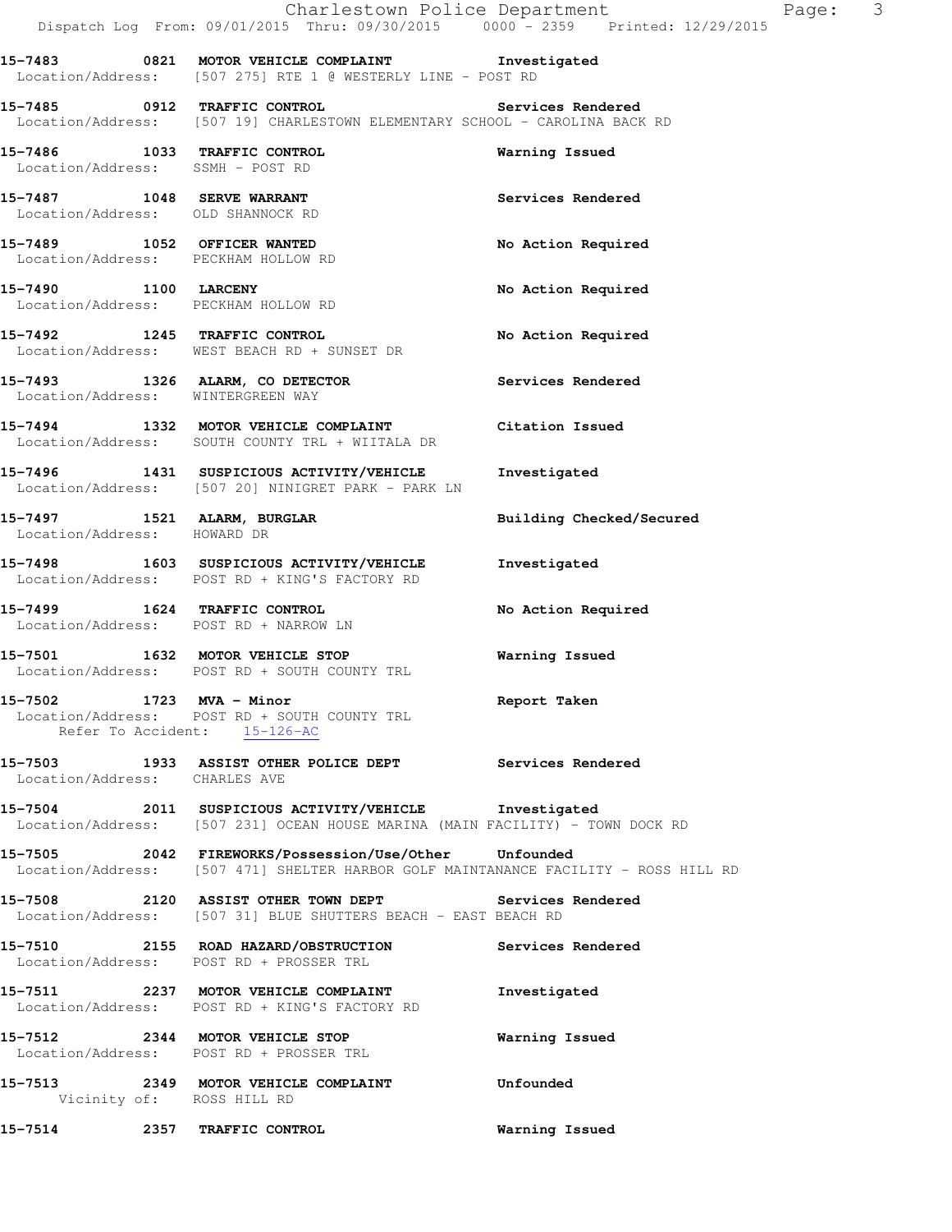15-7483 0821 MOTOR VEHICLE COMPLAINT Investigated
Location/Address: [507 275] RTE 1 @ WESTERLY LINE - POST RD

15-7485 0912 TRAFFIC CONTROL Services Rendered
Location/Address: [507 19] CHARLESTOWN ELEMENTARY SCHOOL - CAROLINA BACK RD

15-7486 1033 TRAFFIC CONTROL Warning Issued
Location/Address: SSMH - POST RD

15-7487 1048 SERVE WARRANT Services Rendered
Location/Address: OLD SHANNOCK RD

15-7489 1052 OFFICER WANTED No Action Required
Location/Address: PECKHAM HOLLOW RD

15-7490 1100 LARCENY No Action Required
Location/Address: PECKHAM HOLLOW RD

15-7492 1245 TRAFFIC CONTROL No Action Required
Location/Address: WEST BEACH RD + SUNSET DR

15-7493 1326 ALARM, CO DETECTOR Services Rendered
Location/Address: WINTERGREEN WAY

15-7494 1332 MOTOR VEHICLE COMPLAINT Citation Issued
Location/Address: SOUTH COUNTY TRL + WIITALA DR

15-7496 1431 SUSPICIOUS ACTIVITY/VEHICLE Investigated
Location/Address: [507 20] NINIGRET PARK - PARK LN

15-7497 1521 ALARM, BURGLAR Building Checked/Secured
Location/Address: HOWARD DR

15-7498 1603 SUSPICIOUS ACTIVITY/VEHICLE Investigated
Location/Address: POST RD + KING'S FACTORY RD

15-7499 1624 TRAFFIC CONTROL No Action Required
Location/Address: POST RD + NARROW LN

15-7501 1632 MOTOR VEHICLE STOP Warning Issued
Location/Address: POST RD + SOUTH COUNTY TRL

15-7502 1723 MVA - Minor Report Taken
Location/Address: POST RD + SOUTH COUNTY TRL
Refer To Accident: 15-126-AC

15-7503 1933 ASSIST OTHER POLICE DEPT Services Rendered
Location/Address: CHARLES AVE

15-7504 2011 SUSPICIOUS ACTIVITY/VEHICLE Investigated
Location/Address: [507 231] OCEAN HOUSE MARINA (MAIN FACILITY) - TOWN DOCK RD

15-7505 2042 FIREWORKS/Possession/Use/Other Unfounded
Location/Address: [507 471] SHELTER HARBOR GOLF MAINTANANCE FACILITY - ROSS HILL RD

15-7508 2120 ASSIST OTHER TOWN DEPT Services Rendered
Location/Address: [507 31] BLUE SHUTTERS BEACH - EAST BEACH RD

15-7510 2155 ROAD HAZARD/OBSTRUCTION Services Rendered
Location/Address: POST RD + PROSSER TRL

15-7511 2237 MOTOR VEHICLE COMPLAINT Investigated
Location/Address: POST RD + KING'S FACTORY RD

15-7512 2344 MOTOR VEHICLE STOP Warning Issued
Location/Address: POST RD + PROSSER TRL

15-7513 2349 MOTOR VEHICLE COMPLAINT Unfounded
Vicinity of: ROSS HILL RD

15-7514 2357 TRAFFIC CONTROL Warning Issued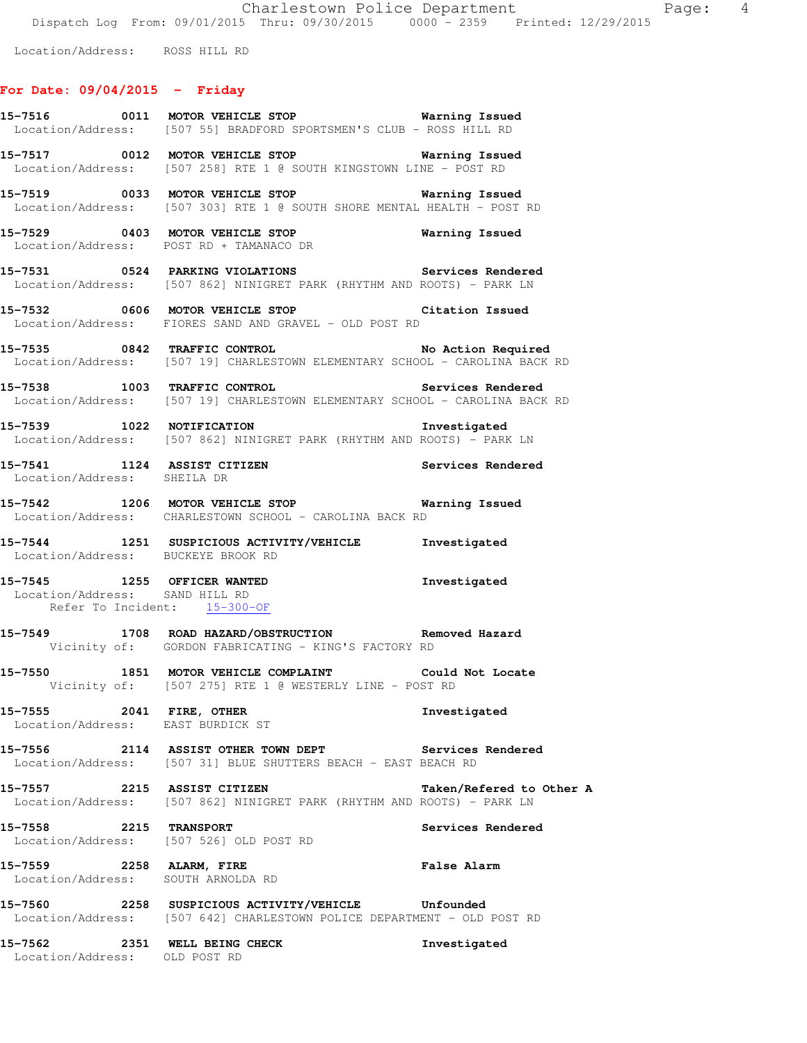Location/Address: ROSS HILL RD

## For Date: 09/04/2015 - Friday

**15-7516** 0011 **MOTOR VEHICLE STOP** **Warning Issued**
Location/Address: [507 55] BRADFORD SPORTSMEN'S CLUB - ROSS HILL RD

**15-7517** 0012 **MOTOR VEHICLE STOP** **Warning Issued**
Location/Address: [507 258] RTE 1 @ SOUTH KINGSTOWN LINE - POST RD

**15-7519** 0033 **MOTOR VEHICLE STOP** **Warning Issued**
Location/Address: [507 303] RTE 1 @ SOUTH SHORE MENTAL HEALTH - POST RD

**15-7529** 0403 **MOTOR VEHICLE STOP** **Warning Issued**
Location/Address: POST RD + TAMANACO DR

**15-7531** 0524 **PARKING VIOLATIONS** **Services Rendered**
Location/Address: [507 862] NINIGRET PARK (RHYTHM AND ROOTS) - PARK LN

**15-7532** 0606 **MOTOR VEHICLE STOP** **Citation Issued**
Location/Address: FIORES SAND AND GRAVEL - OLD POST RD

**15-7535** 0842 **TRAFFIC CONTROL** **No Action Required**
Location/Address: [507 19] CHARLESTOWN ELEMENTARY SCHOOL - CAROLINA BACK RD

**15-7538** 1003 **TRAFFIC CONTROL** **Services Rendered**
Location/Address: [507 19] CHARLESTOWN ELEMENTARY SCHOOL - CAROLINA BACK RD

**15-7539** 1022 **NOTIFICATION** **Investigated**
Location/Address: [507 862] NINIGRET PARK (RHYTHM AND ROOTS) - PARK LN

**15-7541** 1124 **ASSIST CITIZEN** **Services Rendered**
Location/Address: SHEILA DR

**15-7542** 1206 **MOTOR VEHICLE STOP** **Warning Issued**
Location/Address: CHARLESTOWN SCHOOL - CAROLINA BACK RD

**15-7544** 1251 **SUSPICIOUS ACTIVITY/VEHICLE** **Investigated**
Location/Address: BUCKEYE BROOK RD

**15-7545** 1255 **OFFICER WANTED** **Investigated**
Location/Address: SAND HILL RD
Refer To Incident: 15-300-OF

**15-7549** 1708 **ROAD HAZARD/OBSTRUCTION** **Removed Hazard**
Vicinity of: GORDON FABRICATING - KING'S FACTORY RD

**15-7550** 1851 **MOTOR VEHICLE COMPLAINT** **Could Not Locate**
Vicinity of: [507 275] RTE 1 @ WESTERLY LINE - POST RD

**15-7555** 2041 **FIRE, OTHER** **Investigated**
Location/Address: EAST BURDICK ST

**15-7556** 2114 **ASSIST OTHER TOWN DEPT** **Services Rendered**
Location/Address: [507 31] BLUE SHUTTERS BEACH - EAST BEACH RD

**15-7557** 2215 **ASSIST CITIZEN** **Taken/Refered to Other A**
Location/Address: [507 862] NINIGRET PARK (RHYTHM AND ROOTS) - PARK LN

**15-7558** 2215 **TRANSPORT** **Services Rendered**
Location/Address: [507 526] OLD POST RD

**15-7559** 2258 **ALARM, FIRE** **False Alarm**
Location/Address: SOUTH ARNOLDA RD

**15-7560** 2258 **SUSPICIOUS ACTIVITY/VEHICLE** **Unfounded**
Location/Address: [507 642] CHARLESTOWN POLICE DEPARTMENT - OLD POST RD

**15-7562** 2351 **WELL BEING CHECK** **Investigated**
Location/Address: OLD POST RD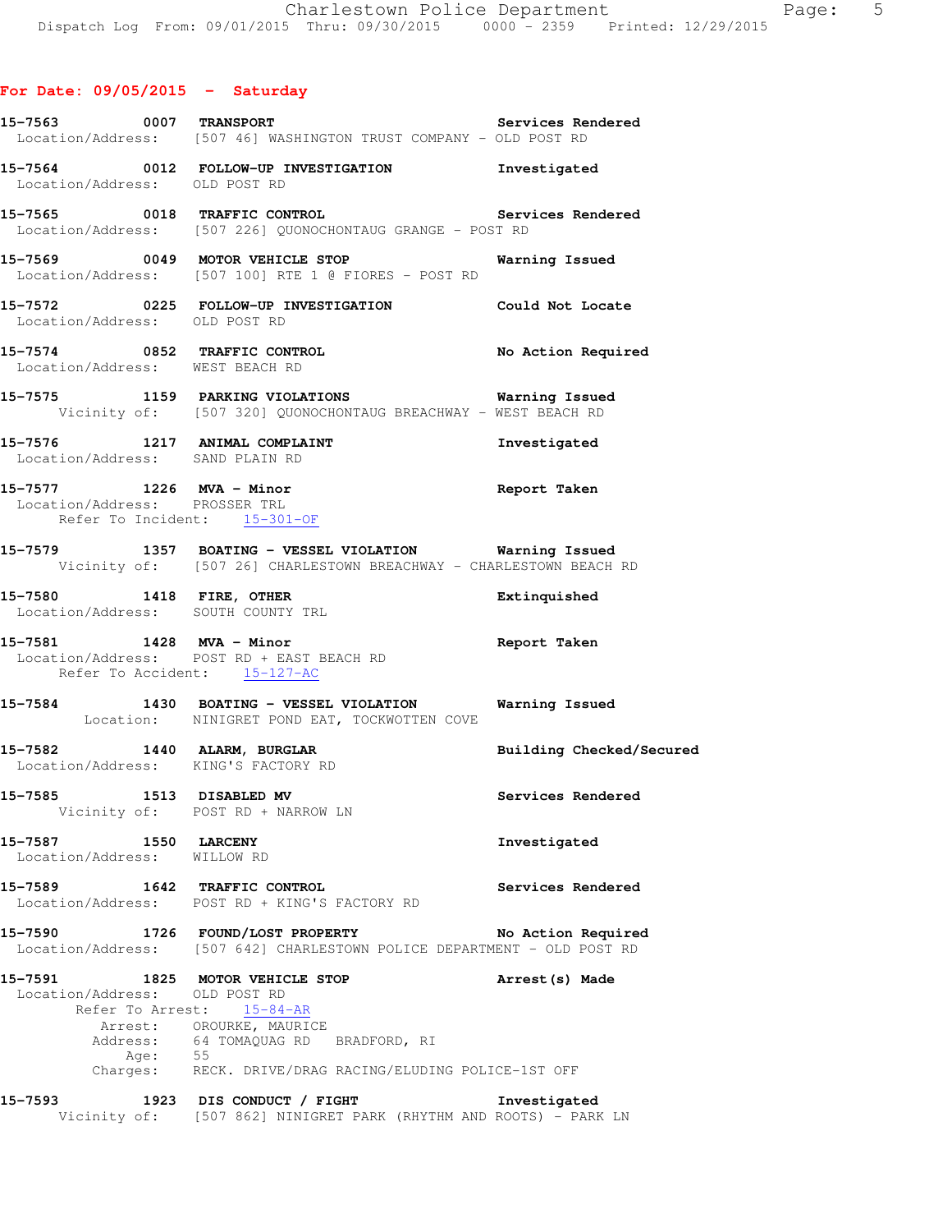## For Date: 09/05/2015 - Saturday

**15-7563** 0007 **TRANSPORT** Services Rendered
Location/Address: [507 46] WASHINGTON TRUST COMPANY - OLD POST RD

**15-7564** 0012 **FOLLOW-UP INVESTIGATION** Investigated
Location/Address: OLD POST RD

**15-7565** 0018 **TRAFFIC CONTROL** Services Rendered
Location/Address: [507 226] QUONOCHONTAUG GRANGE - POST RD

**15-7569** 0049 **MOTOR VEHICLE STOP** Warning Issued
Location/Address: [507 100] RTE 1 @ FIORES - POST RD

**15-7572** 0225 **FOLLOW-UP INVESTIGATION** Could Not Locate
Location/Address: OLD POST RD

**15-7574** 0852 **TRAFFIC CONTROL** No Action Required
Location/Address: WEST BEACH RD

**15-7575** 1159 **PARKING VIOLATIONS** Warning Issued
Vicinity of: [507 320] QUONOCHONTAUG BREACHWAY - WEST BEACH RD

**15-7576** 1217 **ANIMAL COMPLAINT** Investigated
Location/Address: SAND PLAIN RD

**15-7577** 1226 **MVA - Minor** Report Taken
Location/Address: PROSSER TRL
Refer To Incident: 15-301-OF

**15-7579** 1357 **BOATING - VESSEL VIOLATION** Warning Issued
Vicinity of: [507 26] CHARLESTOWN BREACHWAY - CHARLESTOWN BEACH RD

**15-7580** 1418 **FIRE, OTHER** Extinquished
Location/Address: SOUTH COUNTY TRL

**15-7581** 1428 **MVA - Minor** Report Taken
Location/Address: POST RD + EAST BEACH RD
Refer To Accident: 15-127-AC

**15-7584** 1430 **BOATING - VESSEL VIOLATION** Warning Issued
Location: NINIGRET POND EAT, TOCKWOTTEN COVE

**15-7582** 1440 **ALARM, BURGLAR** Building Checked/Secured
Location/Address: KING'S FACTORY RD

**15-7585** 1513 **DISABLED MV** Services Rendered
Vicinity of: POST RD + NARROW LN

**15-7587** 1550 **LARCENY** Investigated
Location/Address: WILLOW RD

**15-7589** 1642 **TRAFFIC CONTROL** Services Rendered
Location/Address: POST RD + KING'S FACTORY RD

**15-7590** 1726 **FOUND/LOST PROPERTY** No Action Required
Location/Address: [507 642] CHARLESTOWN POLICE DEPARTMENT - OLD POST RD

**15-7591** 1825 **MOTOR VEHICLE STOP** Arrest(s) Made
Location/Address: OLD POST RD
Refer To Arrest: 15-84-AR
Arrest: OROURKE, MAURICE
Address: 64 TOMAQUAG RD BRADFORD, RI
Age: 55
Charges: RECK. DRIVE/DRAG RACING/ELUDING POLICE-1ST OFF

**15-7593** 1923 **DIS CONDUCT / FIGHT** Investigated
Vicinity of: [507 862] NINIGRET PARK (RHYTHM AND ROOTS) - PARK LN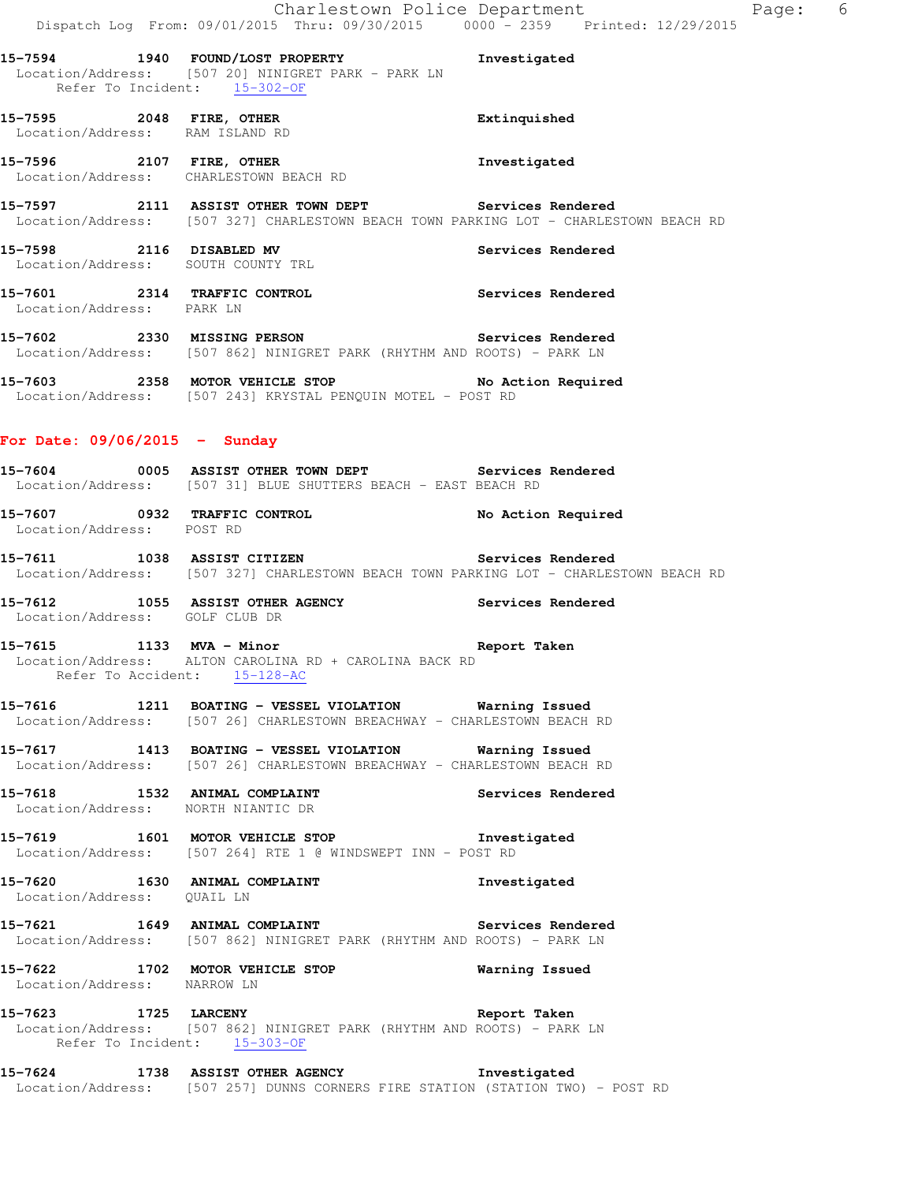**15-7594 1940 FOUND/LOST PROPERTY** Investigated
Location/Address: [507 20] NINIGRET PARK - PARK LN
Refer To Incident: 15-302-OF

**15-7595 2048 FIRE, OTHER** Extinquished
Location/Address: RAM ISLAND RD

**15-7596 2107 FIRE, OTHER** Investigated
Location/Address: CHARLESTOWN BEACH RD

**15-7597 2111 ASSIST OTHER TOWN DEPT** Services Rendered
Location/Address: [507 327] CHARLESTOWN BEACH TOWN PARKING LOT - CHARLESTOWN BEACH RD

**15-7598 2116 DISABLED MV** Services Rendered
Location/Address: SOUTH COUNTY TRL

**15-7601 2314 TRAFFIC CONTROL** Services Rendered
Location/Address: PARK LN

**15-7602 2330 MISSING PERSON** Services Rendered
Location/Address: [507 862] NINIGRET PARK (RHYTHM AND ROOTS) - PARK LN

**15-7603 2358 MOTOR VEHICLE STOP** No Action Required
Location/Address: [507 243] KRYSTAL PENQUIN MOTEL - POST RD

## For Date: 09/06/2015 - Sunday

**15-7604 0005 ASSIST OTHER TOWN DEPT** Services Rendered
Location/Address: [507 31] BLUE SHUTTERS BEACH - EAST BEACH RD

**15-7607 0932 TRAFFIC CONTROL** No Action Required
Location/Address: POST RD

**15-7611 1038 ASSIST CITIZEN** Services Rendered
Location/Address: [507 327] CHARLESTOWN BEACH TOWN PARKING LOT - CHARLESTOWN BEACH RD

**15-7612 1055 ASSIST OTHER AGENCY** Services Rendered
Location/Address: GOLF CLUB DR

**15-7615 1133 MVA - Minor** Report Taken
Location/Address: ALTON CAROLINA RD + CAROLINA BACK RD
Refer To Accident: 15-128-AC

**15-7616 1211 BOATING - VESSEL VIOLATION** Warning Issued
Location/Address: [507 26] CHARLESTOWN BREACHWAY - CHARLESTOWN BEACH RD

**15-7617 1413 BOATING - VESSEL VIOLATION** Warning Issued
Location/Address: [507 26] CHARLESTOWN BREACHWAY - CHARLESTOWN BEACH RD

**15-7618 1532 ANIMAL COMPLAINT** Services Rendered
Location/Address: NORTH NIANTIC DR

**15-7619 1601 MOTOR VEHICLE STOP** Investigated
Location/Address: [507 264] RTE 1 @ WINDSWEPT INN - POST RD

**15-7620 1630 ANIMAL COMPLAINT** Investigated
Location/Address: QUAIL LN

**15-7621 1649 ANIMAL COMPLAINT** Services Rendered
Location/Address: [507 862] NINIGRET PARK (RHYTHM AND ROOTS) - PARK LN

**15-7622 1702 MOTOR VEHICLE STOP** Warning Issued
Location/Address: NARROW LN

**15-7623 1725 LARCENY** Report Taken
Location/Address: [507 862] NINIGRET PARK (RHYTHM AND ROOTS) - PARK LN
Refer To Incident: 15-303-OF

**15-7624 1738 ASSIST OTHER AGENCY** Investigated
Location/Address: [507 257] DUNNS CORNERS FIRE STATION (STATION TWO) - POST RD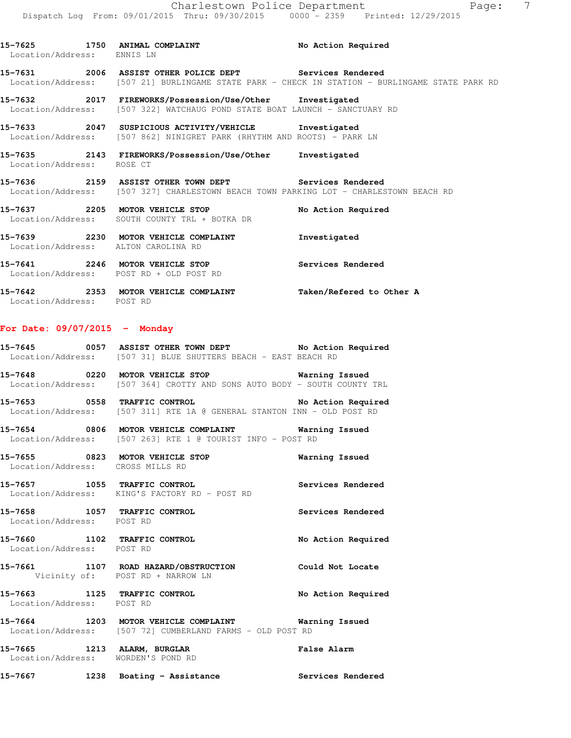15-7625 1750 **ANIMAL COMPLAINT** **No Action Required**
Location/Address: ENNIS LN

15-7631 2006 **ASSIST OTHER POLICE DEPT** **Services Rendered**
Location/Address: [507 21] BURLINGAME STATE PARK - CHECK IN STATION - BURLINGAME STATE PARK RD

15-7632 2017 **FIREWORKS/Possession/Use/Other** **Investigated**
Location/Address: [507 322] WATCHAUG POND STATE BOAT LAUNCH - SANCTUARY RD

15-7633 2047 **SUSPICIOUS ACTIVITY/VEHICLE** **Investigated**
Location/Address: [507 862] NINIGRET PARK (RHYTHM AND ROOTS) - PARK LN

15-7635 2143 **FIREWORKS/Possession/Use/Other** **Investigated**
Location/Address: ROSE CT

15-7636 2159 **ASSIST OTHER TOWN DEPT** **Services Rendered**
Location/Address: [507 327] CHARLESTOWN BEACH TOWN PARKING LOT - CHARLESTOWN BEACH RD

15-7637 2205 **MOTOR VEHICLE STOP** **No Action Required**
Location/Address: SOUTH COUNTY TRL + BOTKA DR

15-7639 2230 **MOTOR VEHICLE COMPLAINT** **Investigated**
Location/Address: ALTON CAROLINA RD

15-7641 2246 **MOTOR VEHICLE STOP** **Services Rendered**
Location/Address: POST RD + OLD POST RD

15-7642 2353 **MOTOR VEHICLE COMPLAINT** **Taken/Refered to Other A**
Location/Address: POST RD

**For Date: 09/07/2015 - Monday**

15-7645 0057 **ASSIST OTHER TOWN DEPT** **No Action Required**
Location/Address: [507 31] BLUE SHUTTERS BEACH - EAST BEACH RD

15-7648 0220 **MOTOR VEHICLE STOP** **Warning Issued**
Location/Address: [507 364] CROTTY AND SONS AUTO BODY - SOUTH COUNTY TRL

15-7653 0558 **TRAFFIC CONTROL** **No Action Required**
Location/Address: [507 311] RTE 1A @ GENERAL STANTON INN - OLD POST RD

15-7654 0806 **MOTOR VEHICLE COMPLAINT** **Warning Issued**
Location/Address: [507 263] RTE 1 @ TOURIST INFO - POST RD

15-7655 0823 **MOTOR VEHICLE STOP** **Warning Issued**
Location/Address: CROSS MILLS RD

15-7657 1055 **TRAFFIC CONTROL** **Services Rendered**
Location/Address: KING'S FACTORY RD - POST RD

15-7658 1057 **TRAFFIC CONTROL** **Services Rendered**
Location/Address: POST RD

15-7660 1102 **TRAFFIC CONTROL** **No Action Required**
Location/Address: POST RD

15-7661 1107 **ROAD HAZARD/OBSTRUCTION** **Could Not Locate**
Vicinity of: POST RD + NARROW LN

15-7663 1125 **TRAFFIC CONTROL** **No Action Required**
Location/Address: POST RD

15-7664 1203 **MOTOR VEHICLE COMPLAINT** **Warning Issued**
Location/Address: [507 72] CUMBERLAND FARMS - OLD POST RD

15-7665 1213 **ALARM, BURGLAR** **False Alarm**
Location/Address: WORDEN'S POND RD

15-7667 1238 **Boating - Assistance** **Services Rendered**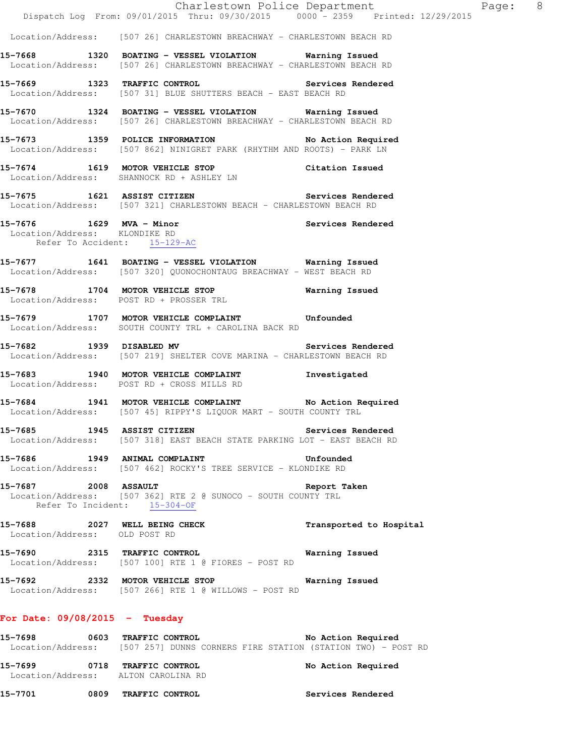Location/Address: [507 26] CHARLESTOWN BREACHWAY - CHARLESTOWN BEACH RD

**15-7668 1320 BOATING - VESSEL VIOLATION Warning Issued**
Location/Address: [507 26] CHARLESTOWN BREACHWAY - CHARLESTOWN BEACH RD

**15-7669 1323 TRAFFIC CONTROL Services Rendered**
Location/Address: [507 31] BLUE SHUTTERS BEACH - EAST BEACH RD

**15-7670 1324 BOATING - VESSEL VIOLATION Warning Issued**
Location/Address: [507 26] CHARLESTOWN BREACHWAY - CHARLESTOWN BEACH RD

**15-7673 1359 POLICE INFORMATION No Action Required**
Location/Address: [507 862] NINIGRET PARK (RHYTHM AND ROOTS) - PARK LN

**15-7674 1619 MOTOR VEHICLE STOP Citation Issued**
Location/Address: SHANNOCK RD + ASHLEY LN

**15-7675 1621 ASSIST CITIZEN Services Rendered**
Location/Address: [507 321] CHARLESTOWN BEACH - CHARLESTOWN BEACH RD

**15-7676 1629 MVA - Minor Services Rendered**
Location/Address: KLONDIKE RD
Refer To Accident: 15-129-AC

**15-7677 1641 BOATING - VESSEL VIOLATION Warning Issued**
Location/Address: [507 320] QUONOCHONTAUG BREACHWAY - WEST BEACH RD

**15-7678 1704 MOTOR VEHICLE STOP Warning Issued**
Location/Address: POST RD + PROSSER TRL

**15-7679 1707 MOTOR VEHICLE COMPLAINT Unfounded**
Location/Address: SOUTH COUNTY TRL + CAROLINA BACK RD

**15-7682 1939 DISABLED MV Services Rendered**
Location/Address: [507 219] SHELTER COVE MARINA - CHARLESTOWN BEACH RD

**15-7683 1940 MOTOR VEHICLE COMPLAINT Investigated**
Location/Address: POST RD + CROSS MILLS RD

**15-7684 1941 MOTOR VEHICLE COMPLAINT No Action Required**
Location/Address: [507 45] RIPPY'S LIQUOR MART - SOUTH COUNTY TRL

**15-7685 1945 ASSIST CITIZEN Services Rendered**
Location/Address: [507 318] EAST BEACH STATE PARKING LOT - EAST BEACH RD

**15-7686 1949 ANIMAL COMPLAINT Unfounded**
Location/Address: [507 462] ROCKY'S TREE SERVICE - KLONDIKE RD

**15-7687 2008 ASSAULT Report Taken**
Location/Address: [507 362] RTE 2 @ SUNOCO - SOUTH COUNTY TRL
Refer To Incident: 15-304-OF

**15-7688 2027 WELL BEING CHECK Transported to Hospital**
Location/Address: OLD POST RD

**15-7690 2315 TRAFFIC CONTROL Warning Issued**
Location/Address: [507 100] RTE 1 @ FIORES - POST RD

**15-7692 2332 MOTOR VEHICLE STOP Warning Issued**
Location/Address: [507 266] RTE 1 @ WILLOWS - POST RD

## For Date: 09/08/2015 - Tuesday

**15-7698 0603 TRAFFIC CONTROL No Action Required**
Location/Address: [507 257] DUNNS CORNERS FIRE STATION (STATION TWO) - POST RD

**15-7699 0718 TRAFFIC CONTROL No Action Required**
Location/Address: ALTON CAROLINA RD

**15-7701 0809 TRAFFIC CONTROL Services Rendered**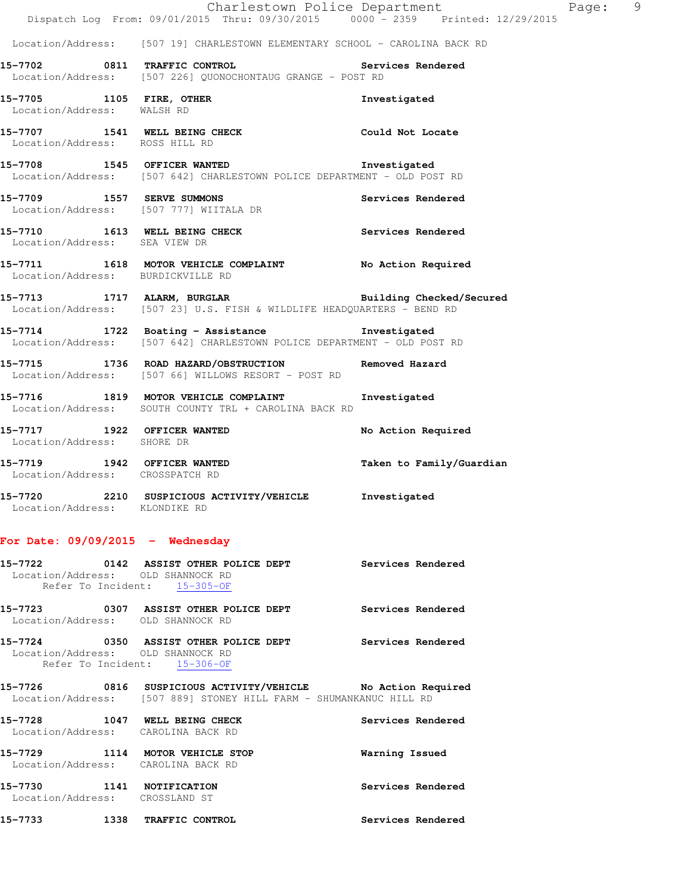Location/Address: [507 19] CHARLESTOWN ELEMENTARY SCHOOL - CAROLINA BACK RD

**15-7702 0811 TRAFFIC CONTROL** **Services Rendered**
Location/Address: [507 226] QUONOCHONTAUG GRANGE - POST RD

**15-7705 1105 FIRE, OTHER** **Investigated**
Location/Address: WALSH RD

**15-7707 1541 WELL BEING CHECK** **Could Not Locate**
Location/Address: ROSS HILL RD

**15-7708 1545 OFFICER WANTED** **Investigated**
Location/Address: [507 642] CHARLESTOWN POLICE DEPARTMENT - OLD POST RD

**15-7709 1557 SERVE SUMMONS** **Services Rendered**
Location/Address: [507 777] WIITALA DR

**15-7710 1613 WELL BEING CHECK** **Services Rendered**
Location/Address: SEA VIEW DR

**15-7711 1618 MOTOR VEHICLE COMPLAINT** **No Action Required**
Location/Address: BURDICKVILLE RD

**15-7713 1717 ALARM, BURGLAR** **Building Checked/Secured**
Location/Address: [507 23] U.S. FISH & WILDLIFE HEADQUARTERS - BEND RD

**15-7714 1722 Boating - Assistance** **Investigated**
Location/Address: [507 642] CHARLESTOWN POLICE DEPARTMENT - OLD POST RD

**15-7715 1736 ROAD HAZARD/OBSTRUCTION** **Removed Hazard**
Location/Address: [507 66] WILLOWS RESORT - POST RD

**15-7716 1819 MOTOR VEHICLE COMPLAINT** **Investigated**
Location/Address: SOUTH COUNTY TRL + CAROLINA BACK RD

**15-7717 1922 OFFICER WANTED** **No Action Required**
Location/Address: SHORE DR

**15-7719 1942 OFFICER WANTED** **Taken to Family/Guardian**
Location/Address: CROSSPATCH RD

**15-7720 2210 SUSPICIOUS ACTIVITY/VEHICLE** **Investigated**
Location/Address: KLONDIKE RD

## For Date: 09/09/2015 - Wednesday

**15-7722 0142 ASSIST OTHER POLICE DEPT** **Services Rendered**
Location/Address: OLD SHANNOCK RD
Refer To Incident: 15-305-OF

**15-7723 0307 ASSIST OTHER POLICE DEPT** **Services Rendered**
Location/Address: OLD SHANNOCK RD

**15-7724 0350 ASSIST OTHER POLICE DEPT** **Services Rendered**
Location/Address: OLD SHANNOCK RD
Refer To Incident: 15-306-OF

**15-7726 0816 SUSPICIOUS ACTIVITY/VEHICLE** **No Action Required**
Location/Address: [507 889] STONEY HILL FARM - SHUMANKANUC HILL RD

**15-7728 1047 WELL BEING CHECK** **Services Rendered**
Location/Address: CAROLINA BACK RD

**15-7729 1114 MOTOR VEHICLE STOP** **Warning Issued**
Location/Address: CAROLINA BACK RD

**15-7730 1141 NOTIFICATION** **Services Rendered**
Location/Address: CROSSLAND ST

**15-7733 1338 TRAFFIC CONTROL** **Services Rendered**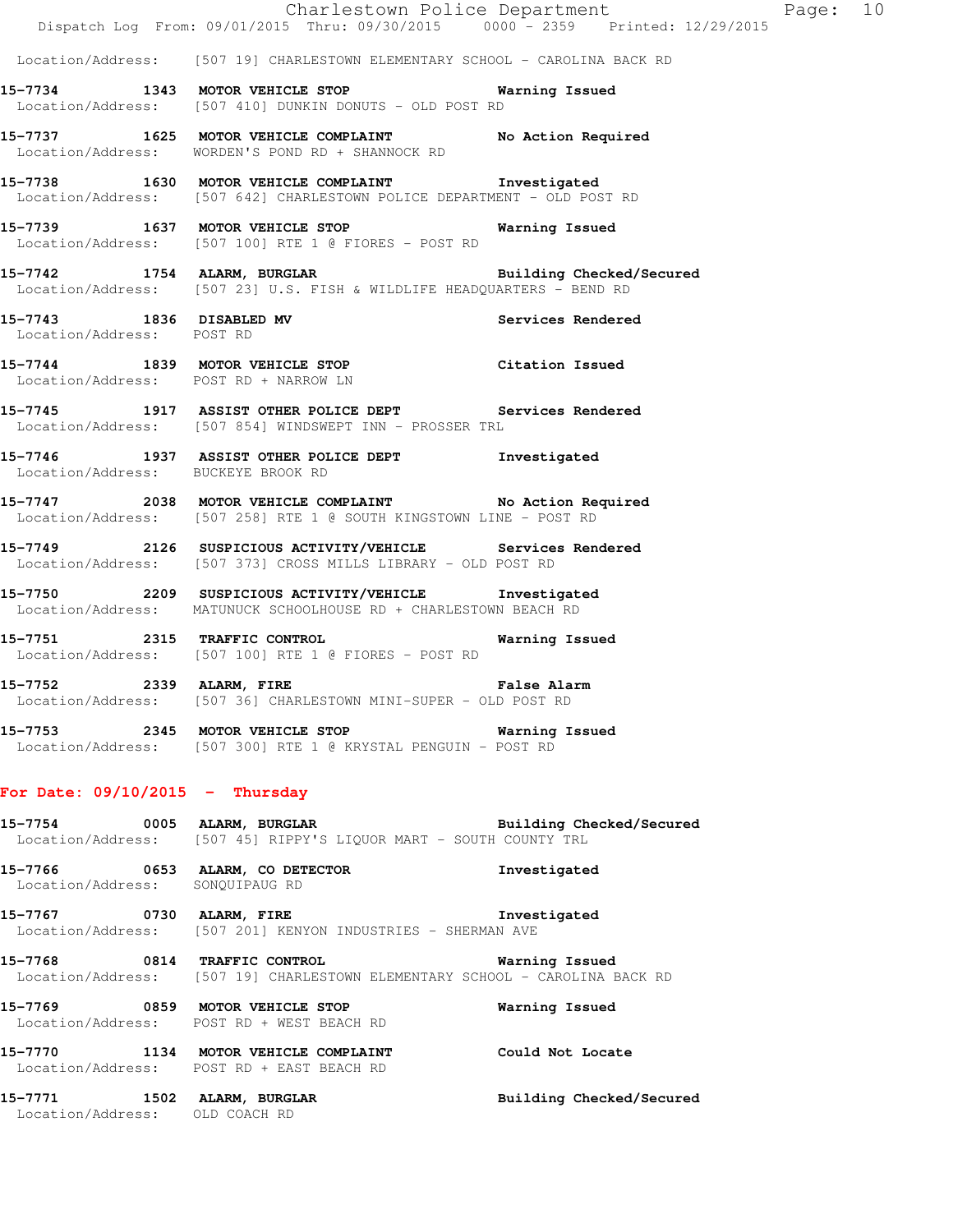Location/Address: [507 19] CHARLESTOWN ELEMENTARY SCHOOL - CAROLINA BACK RD

**15-7734 1343 MOTOR VEHICLE STOP Warning Issued**
Location/Address: [507 410] DUNKIN DONUTS - OLD POST RD

**15-7737 1625 MOTOR VEHICLE COMPLAINT No Action Required**
Location/Address: WORDEN'S POND RD + SHANNOCK RD

**15-7738 1630 MOTOR VEHICLE COMPLAINT Investigated**
Location/Address: [507 642] CHARLESTOWN POLICE DEPARTMENT - OLD POST RD

**15-7739 1637 MOTOR VEHICLE STOP Warning Issued**
Location/Address: [507 100] RTE 1 @ FIORES - POST RD

**15-7742 1754 ALARM, BURGLAR Building Checked/Secured**
Location/Address: [507 23] U.S. FISH & WILDLIFE HEADQUARTERS - BEND RD

**15-7743 1836 DISABLED MV Services Rendered**
Location/Address: POST RD

**15-7744 1839 MOTOR VEHICLE STOP Citation Issued**
Location/Address: POST RD + NARROW LN

**15-7745 1917 ASSIST OTHER POLICE DEPT Services Rendered**
Location/Address: [507 854] WINDSWEPT INN - PROSSER TRL

**15-7746 1937 ASSIST OTHER POLICE DEPT Investigated**
Location/Address: BUCKEYE BROOK RD

**15-7747 2038 MOTOR VEHICLE COMPLAINT No Action Required**
Location/Address: [507 258] RTE 1 @ SOUTH KINGSTOWN LINE - POST RD

**15-7749 2126 SUSPICIOUS ACTIVITY/VEHICLE Services Rendered**
Location/Address: [507 373] CROSS MILLS LIBRARY - OLD POST RD

**15-7750 2209 SUSPICIOUS ACTIVITY/VEHICLE Investigated**
Location/Address: MATUNUCK SCHOOLHOUSE RD + CHARLESTOWN BEACH RD

**15-7751 2315 TRAFFIC CONTROL Warning Issued**
Location/Address: [507 100] RTE 1 @ FIORES - POST RD

**15-7752 2339 ALARM, FIRE False Alarm**
Location/Address: [507 36] CHARLESTOWN MINI-SUPER - OLD POST RD

**15-7753 2345 MOTOR VEHICLE STOP Warning Issued**
Location/Address: [507 300] RTE 1 @ KRYSTAL PENGUIN - POST RD

## For Date: 09/10/2015 - Thursday

**15-7754 0005 ALARM, BURGLAR Building Checked/Secured**
Location/Address: [507 45] RIPPY'S LIQUOR MART - SOUTH COUNTY TRL

**15-7766 0653 ALARM, CO DETECTOR Investigated**
Location/Address: SONQUIPAUG RD

**15-7767 0730 ALARM, FIRE Investigated**
Location/Address: [507 201] KENYON INDUSTRIES - SHERMAN AVE

**15-7768 0814 TRAFFIC CONTROL Warning Issued**
Location/Address: [507 19] CHARLESTOWN ELEMENTARY SCHOOL - CAROLINA BACK RD

**15-7769 0859 MOTOR VEHICLE STOP Warning Issued**
Location/Address: POST RD + WEST BEACH RD

**15-7770 1134 MOTOR VEHICLE COMPLAINT Could Not Locate**
Location/Address: POST RD + EAST BEACH RD

**15-7771 1502 ALARM, BURGLAR Building Checked/Secured**
Location/Address: OLD COACH RD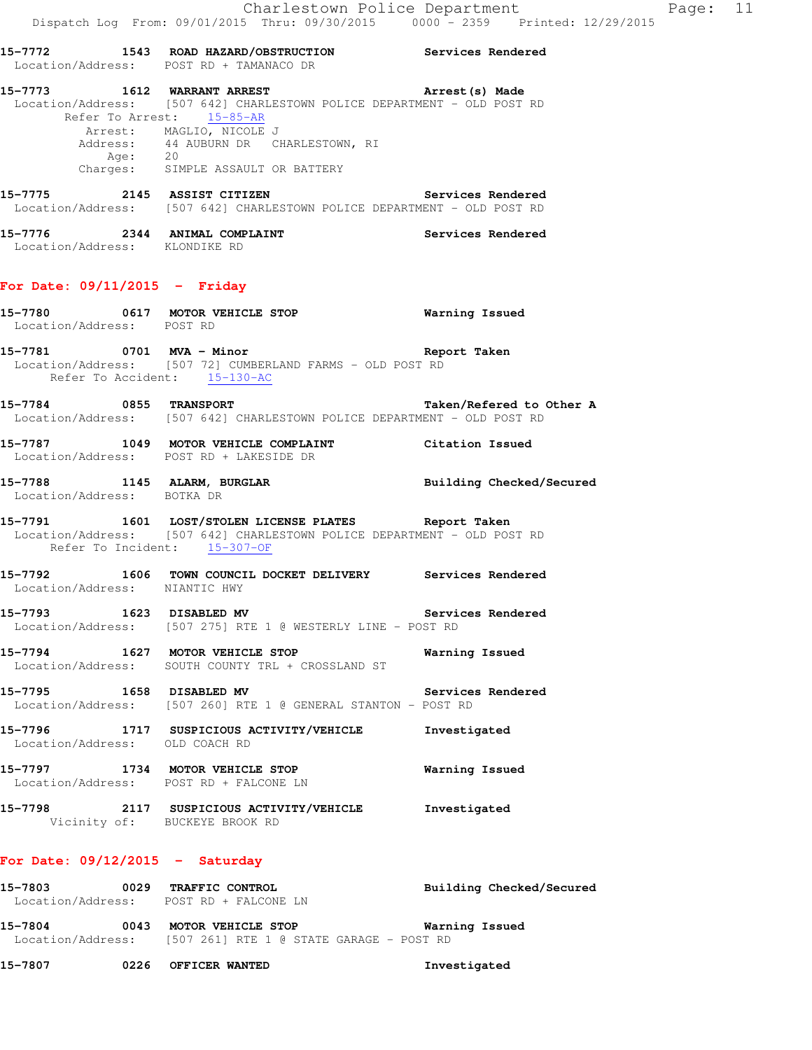15-7772 1543 **ROAD HAZARD/OBSTRUCTION** **Services Rendered**
Location/Address: POST RD + TAMANACO DR

15-7773 1612 **WARRANT ARREST** **Arrest(s) Made**
Location/Address: [507 642] CHARLESTOWN POLICE DEPARTMENT - OLD POST RD
Refer To Arrest: 15-85-AR
Arrest: MAGLIO, NICOLE J
Address: 44 AUBURN DR CHARLESTOWN, RI
Age: 20
Charges: SIMPLE ASSAULT OR BATTERY

15-7775 2145 **ASSIST CITIZEN** **Services Rendered**
Location/Address: [507 642] CHARLESTOWN POLICE DEPARTMENT - OLD POST RD

15-7776 2344 **ANIMAL COMPLAINT** **Services Rendered**
Location/Address: KLONDIKE RD

## For Date: 09/11/2015 - Friday

15-7780 0617 **MOTOR VEHICLE STOP** **Warning Issued**
Location/Address: POST RD

15-7781 0701 **MVA - Minor** **Report Taken**
Location/Address: [507 72] CUMBERLAND FARMS - OLD POST RD
Refer To Accident: 15-130-AC

15-7784 0855 **TRANSPORT** **Taken/Refered to Other A**
Location/Address: [507 642] CHARLESTOWN POLICE DEPARTMENT - OLD POST RD

15-7787 1049 **MOTOR VEHICLE COMPLAINT** **Citation Issued**
Location/Address: POST RD + LAKESIDE DR

15-7788 1145 **ALARM, BURGLAR** **Building Checked/Secured**
Location/Address: BOTKA DR

15-7791 1601 **LOST/STOLEN LICENSE PLATES** **Report Taken**
Location/Address: [507 642] CHARLESTOWN POLICE DEPARTMENT - OLD POST RD
Refer To Incident: 15-307-OF

15-7792 1606 **TOWN COUNCIL DOCKET DELIVERY** **Services Rendered**
Location/Address: NIANTIC HWY

15-7793 1623 **DISABLED MV** **Services Rendered**
Location/Address: [507 275] RTE 1 @ WESTERLY LINE - POST RD

15-7794 1627 **MOTOR VEHICLE STOP** **Warning Issued**
Location/Address: SOUTH COUNTY TRL + CROSSLAND ST

15-7795 1658 **DISABLED MV** **Services Rendered**
Location/Address: [507 260] RTE 1 @ GENERAL STANTON - POST RD

15-7796 1717 **SUSPICIOUS ACTIVITY/VEHICLE** **Investigated**
Location/Address: OLD COACH RD

15-7797 1734 **MOTOR VEHICLE STOP** **Warning Issued**
Location/Address: POST RD + FALCONE LN

15-7798 2117 **SUSPICIOUS ACTIVITY/VEHICLE** **Investigated**
Vicinity of: BUCKEYE BROOK RD

## For Date: 09/12/2015 - Saturday

15-7803 0029 **TRAFFIC CONTROL** **Building Checked/Secured**
Location/Address: POST RD + FALCONE LN

15-7804 0043 **MOTOR VEHICLE STOP** **Warning Issued**
Location/Address: [507 261] RTE 1 @ STATE GARAGE - POST RD

15-7807 0226 **OFFICER WANTED** **Investigated**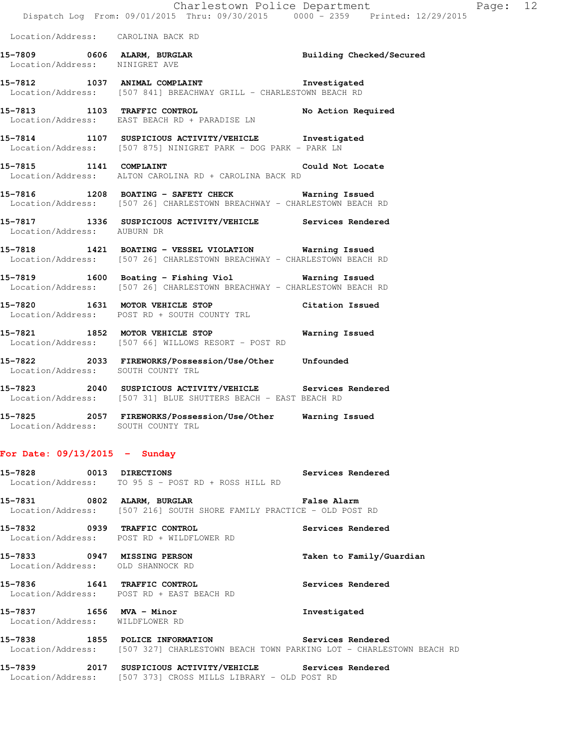Location/Address: CAROLINA BACK RD

**15-7809 0606 ALARM, BURGLAR** Building Checked/Secured
Location/Address: NINIGRET AVE

**15-7812 1037 ANIMAL COMPLAINT** Investigated
Location/Address: [507 841] BREACHWAY GRILL - CHARLESTOWN BEACH RD

**15-7813 1103 TRAFFIC CONTROL** No Action Required
Location/Address: EAST BEACH RD + PARADISE LN

**15-7814 1107 SUSPICIOUS ACTIVITY/VEHICLE** Investigated
Location/Address: [507 875] NINIGRET PARK - DOG PARK - PARK LN

**15-7815 1141 COMPLAINT** Could Not Locate
Location/Address: ALTON CAROLINA RD + CAROLINA BACK RD

**15-7816 1208 BOATING - SAFETY CHECK** Warning Issued
Location/Address: [507 26] CHARLESTOWN BREACHWAY - CHARLESTOWN BEACH RD

**15-7817 1336 SUSPICIOUS ACTIVITY/VEHICLE** Services Rendered
Location/Address: AUBURN DR

**15-7818 1421 BOATING - VESSEL VIOLATION** Warning Issued
Location/Address: [507 26] CHARLESTOWN BREACHWAY - CHARLESTOWN BEACH RD

**15-7819 1600 Boating - Fishing Viol** Warning Issued
Location/Address: [507 26] CHARLESTOWN BREACHWAY - CHARLESTOWN BEACH RD

**15-7820 1631 MOTOR VEHICLE STOP** Citation Issued
Location/Address: POST RD + SOUTH COUNTY TRL

**15-7821 1852 MOTOR VEHICLE STOP** Warning Issued
Location/Address: [507 66] WILLOWS RESORT - POST RD

**15-7822 2033 FIREWORKS/Possession/Use/Other** Unfounded
Location/Address: SOUTH COUNTY TRL

**15-7823 2040 SUSPICIOUS ACTIVITY/VEHICLE** Services Rendered
Location/Address: [507 31] BLUE SHUTTERS BEACH - EAST BEACH RD

**15-7825 2057 FIREWORKS/Possession/Use/Other** Warning Issued
Location/Address: SOUTH COUNTY TRL

## For Date: 09/13/2015 - Sunday

**15-7828 0013 DIRECTIONS** Services Rendered
Location/Address: TO 95 S - POST RD + ROSS HILL RD

**15-7831 0802 ALARM, BURGLAR** False Alarm
Location/Address: [507 216] SOUTH SHORE FAMILY PRACTICE - OLD POST RD

**15-7832 0939 TRAFFIC CONTROL** Services Rendered
Location/Address: POST RD + WILDFLOWER RD

**15-7833 0947 MISSING PERSON** Taken to Family/Guardian
Location/Address: OLD SHANNOCK RD

**15-7836 1641 TRAFFIC CONTROL** Services Rendered
Location/Address: POST RD + EAST BEACH RD

**15-7837 1656 MVA - Minor** Investigated
Location/Address: WILDFLOWER RD

**15-7838 1855 POLICE INFORMATION** Services Rendered
Location/Address: [507 327] CHARLESTOWN BEACH TOWN PARKING LOT - CHARLESTOWN BEACH RD

**15-7839 2017 SUSPICIOUS ACTIVITY/VEHICLE** Services Rendered
Location/Address: [507 373] CROSS MILLS LIBRARY - OLD POST RD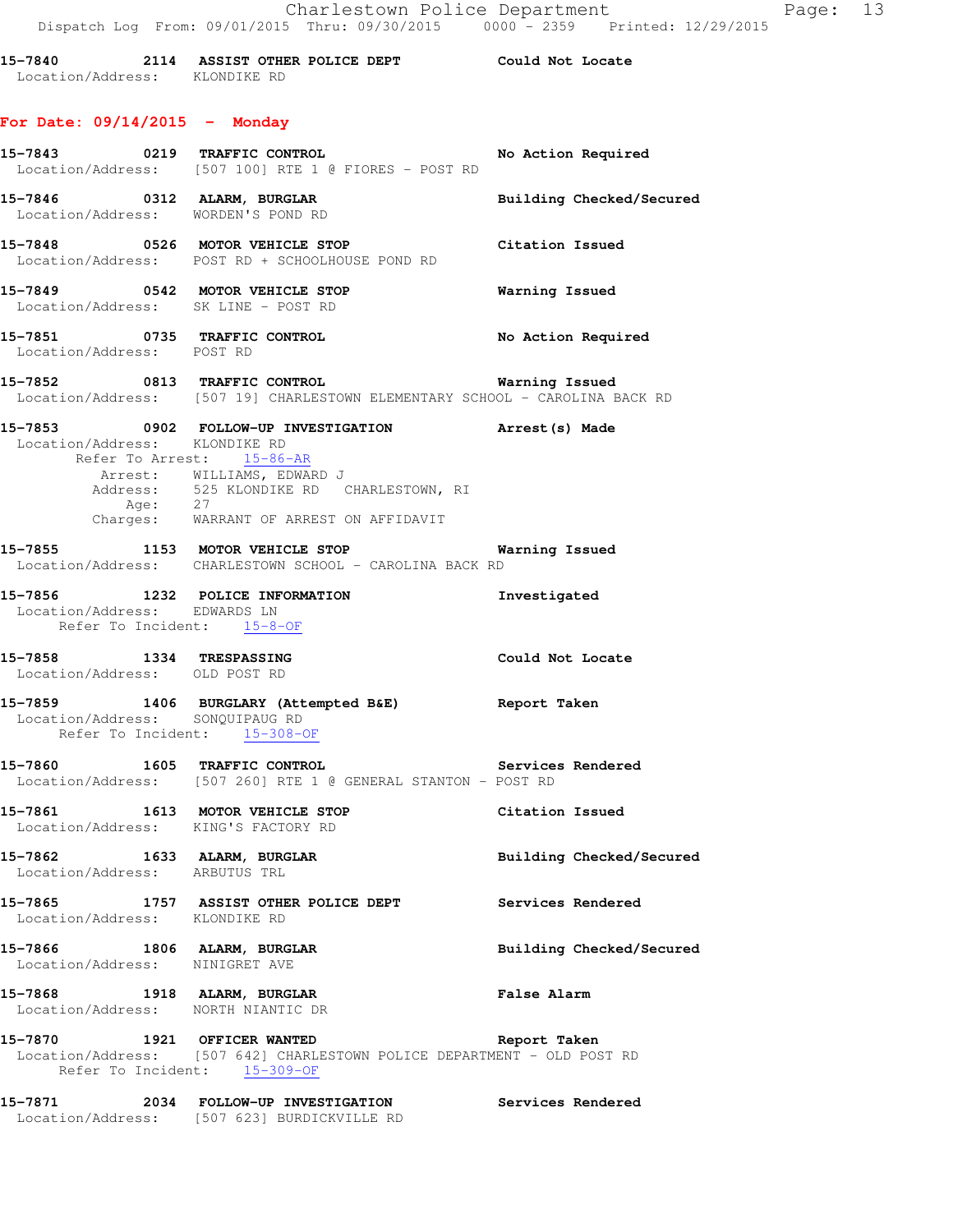**15-7840 2114 ASSIST OTHER POLICE DEPT Could Not Locate**
Location/Address: KLONDIKE RD

## For Date: 09/14/2015 - Monday

**15-7843 0219 TRAFFIC CONTROL No Action Required**
Location/Address: [507 100] RTE 1 @ FIORES - POST RD

**15-7846 0312 ALARM, BURGLAR Building Checked/Secured**
Location/Address: WORDEN'S POND RD

**15-7848 0526 MOTOR VEHICLE STOP Citation Issued**
Location/Address: POST RD + SCHOOLHOUSE POND RD

**15-7849 0542 MOTOR VEHICLE STOP Warning Issued**
Location/Address: SK LINE - POST RD

**15-7851 0735 TRAFFIC CONTROL No Action Required**
Location/Address: POST RD

**15-7852 0813 TRAFFIC CONTROL Warning Issued**
Location/Address: [507 19] CHARLESTOWN ELEMENTARY SCHOOL - CAROLINA BACK RD

**15-7853 0902 FOLLOW-UP INVESTIGATION Arrest(s) Made**
Location/Address: KLONDIKE RD
Refer To Arrest: 15-86-AR
Arrest: WILLIAMS, EDWARD J
Address: 525 KLONDIKE RD CHARLESTOWN, RI
Age: 27
Charges: WARRANT OF ARREST ON AFFIDAVIT

**15-7855 1153 MOTOR VEHICLE STOP Warning Issued**
Location/Address: CHARLESTOWN SCHOOL - CAROLINA BACK RD

**15-7856 1232 POLICE INFORMATION Investigated**
Location/Address: EDWARDS LN
Refer To Incident: 15-8-OF

**15-7858 1334 TRESPASSING Could Not Locate**
Location/Address: OLD POST RD

**15-7859 1406 BURGLARY (Attempted B&E) Report Taken**
Location/Address: SONQUIPAUG RD
Refer To Incident: 15-308-OF

**15-7860 1605 TRAFFIC CONTROL Services Rendered**
Location/Address: [507 260] RTE 1 @ GENERAL STANTON - POST RD

**15-7861 1613 MOTOR VEHICLE STOP Citation Issued**
Location/Address: KING'S FACTORY RD

**15-7862 1633 ALARM, BURGLAR Building Checked/Secured**
Location/Address: ARBUTUS TRL

**15-7865 1757 ASSIST OTHER POLICE DEPT Services Rendered**
Location/Address: KLONDIKE RD

**15-7866 1806 ALARM, BURGLAR Building Checked/Secured**
Location/Address: NINIGRET AVE

**15-7868 1918 ALARM, BURGLAR False Alarm**
Location/Address: NORTH NIANTIC DR

**15-7870 1921 OFFICER WANTED Report Taken**
Location/Address: [507 642] CHARLESTOWN POLICE DEPARTMENT - OLD POST RD
Refer To Incident: 15-309-OF

**15-7871 2034 FOLLOW-UP INVESTIGATION Services Rendered**
Location/Address: [507 623] BURDICKVILLE RD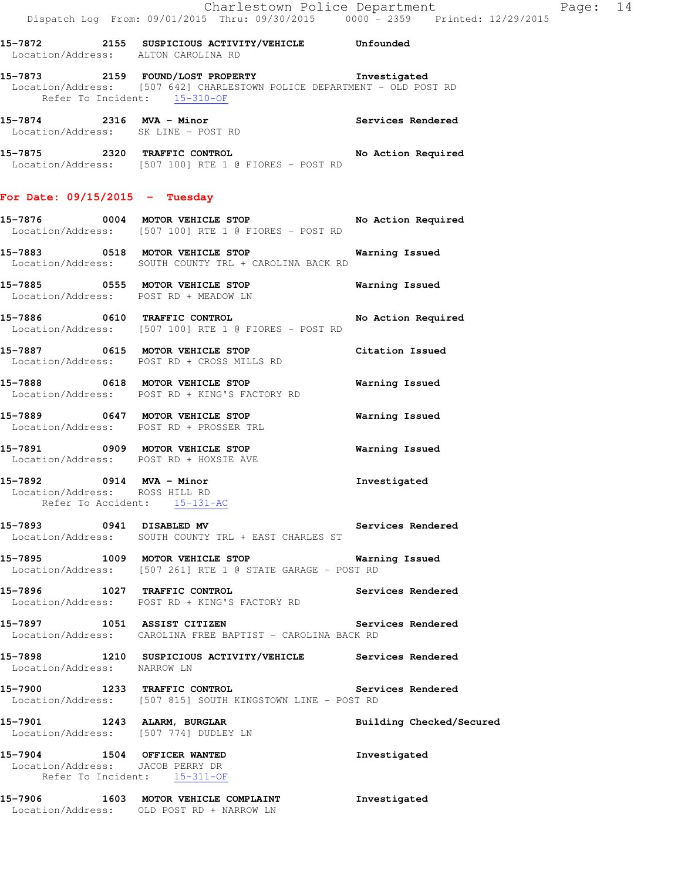**15-7872 2155 SUSPICIOUS ACTIVITY/VEHICLE** Unfounded
Location/Address: ALTON CAROLINA RD

**15-7873 2159 FOUND/LOST PROPERTY** Investigated
Location/Address: [507 642] CHARLESTOWN POLICE DEPARTMENT - OLD POST RD
Refer To Incident: 15-310-OF

**15-7874 2316 MVA - Minor** Services Rendered
Location/Address: SK LINE - POST RD

**15-7875 2320 TRAFFIC CONTROL** No Action Required
Location/Address: [507 100] RTE 1 @ FIORES - POST RD

## For Date: 09/15/2015 - Tuesday

**15-7876 0004 MOTOR VEHICLE STOP** No Action Required
Location/Address: [507 100] RTE 1 @ FIORES - POST RD

**15-7883 0518 MOTOR VEHICLE STOP** Warning Issued
Location/Address: SOUTH COUNTY TRL + CAROLINA BACK RD

**15-7885 0555 MOTOR VEHICLE STOP** Warning Issued
Location/Address: POST RD + MEADOW LN

**15-7886 0610 TRAFFIC CONTROL** No Action Required
Location/Address: [507 100] RTE 1 @ FIORES - POST RD

**15-7887 0615 MOTOR VEHICLE STOP** Citation Issued
Location/Address: POST RD + CROSS MILLS RD

**15-7888 0618 MOTOR VEHICLE STOP** Warning Issued
Location/Address: POST RD + KING'S FACTORY RD

**15-7889 0647 MOTOR VEHICLE STOP** Warning Issued
Location/Address: POST RD + PROSSER TRL

**15-7891 0909 MOTOR VEHICLE STOP** Warning Issued
Location/Address: POST RD + HOXSIE AVE

**15-7892 0914 MVA - Minor** Investigated
Location/Address: ROSS HILL RD
Refer To Accident: 15-131-AC

**15-7893 0941 DISABLED MV** Services Rendered
Location/Address: SOUTH COUNTY TRL + EAST CHARLES ST

**15-7895 1009 MOTOR VEHICLE STOP** Warning Issued
Location/Address: [507 261] RTE 1 @ STATE GARAGE - POST RD

**15-7896 1027 TRAFFIC CONTROL** Services Rendered
Location/Address: POST RD + KING'S FACTORY RD

**15-7897 1051 ASSIST CITIZEN** Services Rendered
Location/Address: CAROLINA FREE BAPTIST - CAROLINA BACK RD

**15-7898 1210 SUSPICIOUS ACTIVITY/VEHICLE** Services Rendered
Location/Address: NARROW LN

**15-7900 1233 TRAFFIC CONTROL** Services Rendered
Location/Address: [507 815] SOUTH KINGSTOWN LINE - POST RD

**15-7901 1243 ALARM, BURGLAR** Building Checked/Secured
Location/Address: [507 774] DUDLEY LN

**15-7904 1504 OFFICER WANTED** Investigated
Location/Address: JACOB PERRY DR
Refer To Incident: 15-311-OF

**15-7906 1603 MOTOR VEHICLE COMPLAINT** Investigated
Location/Address: OLD POST RD + NARROW LN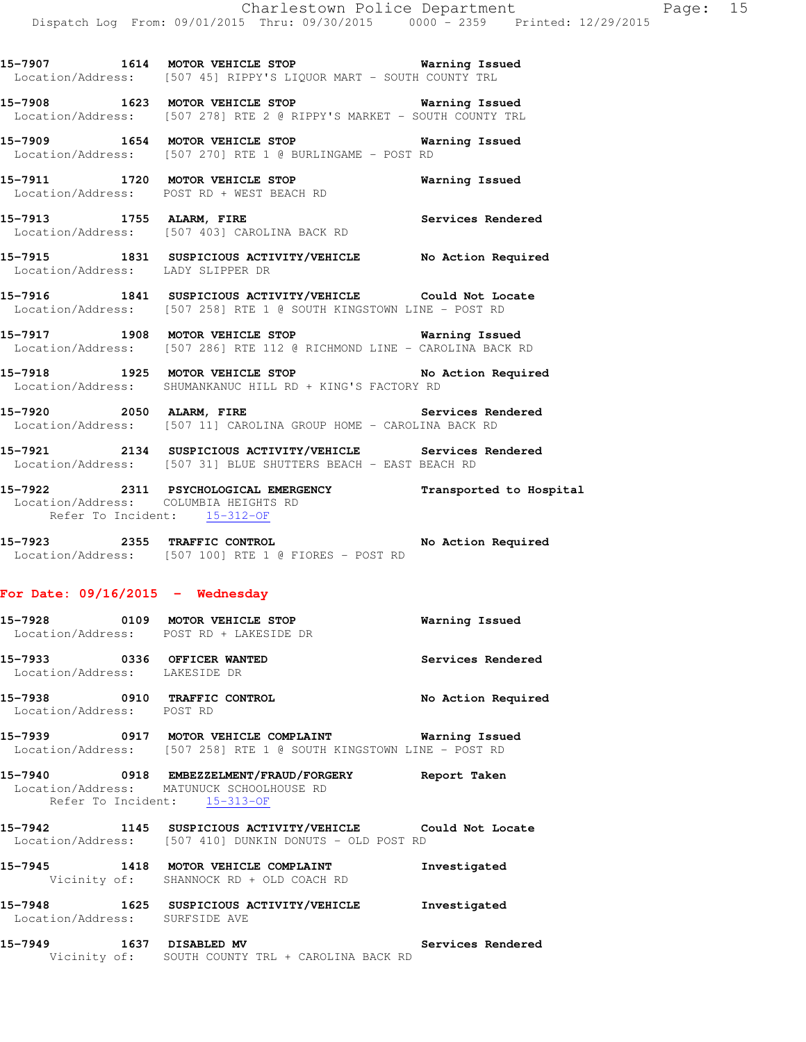**15-7907** 1614 **MOTOR VEHICLE STOP** Warning Issued
Location/Address: [507 45] RIPPY'S LIQUOR MART - SOUTH COUNTY TRL

**15-7908** 1623 **MOTOR VEHICLE STOP** Warning Issued
Location/Address: [507 278] RTE 2 @ RIPPY'S MARKET - SOUTH COUNTY TRL

**15-7909** 1654 **MOTOR VEHICLE STOP** Warning Issued
Location/Address: [507 270] RTE 1 @ BURLINGAME - POST RD

**15-7911** 1720 **MOTOR VEHICLE STOP** Warning Issued
Location/Address: POST RD + WEST BEACH RD

**15-7913** 1755 **ALARM, FIRE** Services Rendered
Location/Address: [507 403] CAROLINA BACK RD

**15-7915** 1831 **SUSPICIOUS ACTIVITY/VEHICLE** No Action Required
Location/Address: LADY SLIPPER DR

**15-7916** 1841 **SUSPICIOUS ACTIVITY/VEHICLE** Could Not Locate
Location/Address: [507 258] RTE 1 @ SOUTH KINGSTOWN LINE - POST RD

**15-7917** 1908 **MOTOR VEHICLE STOP** Warning Issued
Location/Address: [507 286] RTE 112 @ RICHMOND LINE - CAROLINA BACK RD

**15-7918** 1925 **MOTOR VEHICLE STOP** No Action Required
Location/Address: SHUMANKANUC HILL RD + KING'S FACTORY RD

**15-7920** 2050 **ALARM, FIRE** Services Rendered
Location/Address: [507 11] CAROLINA GROUP HOME - CAROLINA BACK RD

**15-7921** 2134 **SUSPICIOUS ACTIVITY/VEHICLE** Services Rendered
Location/Address: [507 31] BLUE SHUTTERS BEACH - EAST BEACH RD

**15-7922** 2311 **PSYCHOLOGICAL EMERGENCY** Transported to Hospital
Location/Address: COLUMBIA HEIGHTS RD
Refer To Incident: 15-312-OF

**15-7923** 2355 **TRAFFIC CONTROL** No Action Required
Location/Address: [507 100] RTE 1 @ FIORES - POST RD

## For Date: 09/16/2015 - Wednesday

**15-7928** 0109 **MOTOR VEHICLE STOP** Warning Issued
Location/Address: POST RD + LAKESIDE DR

**15-7933** 0336 **OFFICER WANTED** Services Rendered
Location/Address: LAKESIDE DR

**15-7938** 0910 **TRAFFIC CONTROL** No Action Required
Location/Address: POST RD

**15-7939** 0917 **MOTOR VEHICLE COMPLAINT** Warning Issued
Location/Address: [507 258] RTE 1 @ SOUTH KINGSTOWN LINE - POST RD

**15-7940** 0918 **EMBEZZELMENT/FRAUD/FORGERY** Report Taken
Location/Address: MATUNUCK SCHOOLHOUSE RD
Refer To Incident: 15-313-OF

**15-7942** 1145 **SUSPICIOUS ACTIVITY/VEHICLE** Could Not Locate
Location/Address: [507 410] DUNKIN DONUTS - OLD POST RD

**15-7945** 1418 **MOTOR VEHICLE COMPLAINT** Investigated
Vicinity of: SHANNOCK RD + OLD COACH RD

**15-7948** 1625 **SUSPICIOUS ACTIVITY/VEHICLE** Investigated
Location/Address: SURFSIDE AVE

**15-7949** 1637 **DISABLED MV** Services Rendered
Vicinity of: SOUTH COUNTY TRL + CAROLINA BACK RD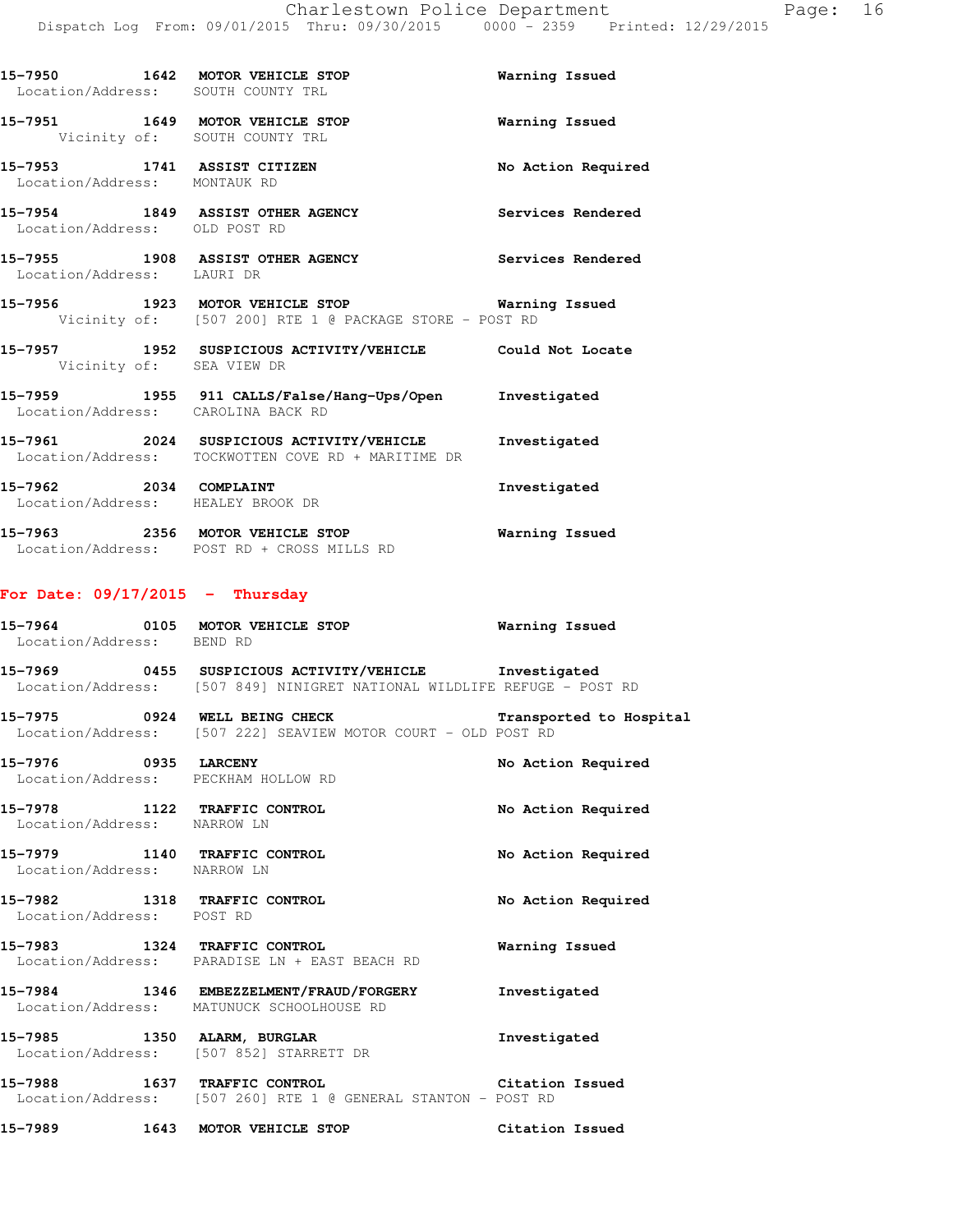15-7950 1642 **MOTOR VEHICLE STOP** Warning Issued
Location/Address: SOUTH COUNTY TRL

15-7951 1649 **MOTOR VEHICLE STOP** Warning Issued
Vicinity of: SOUTH COUNTY TRL

15-7953 1741 **ASSIST CITIZEN** No Action Required
Location/Address: MONTAUK RD

15-7954 1849 **ASSIST OTHER AGENCY** Services Rendered
Location/Address: OLD POST RD

15-7955 1908 **ASSIST OTHER AGENCY** Services Rendered
Location/Address: LAURI DR

15-7956 1923 **MOTOR VEHICLE STOP** Warning Issued
Vicinity of: [507 200] RTE 1 @ PACKAGE STORE - POST RD

15-7957 1952 **SUSPICIOUS ACTIVITY/VEHICLE** Could Not Locate
Vicinity of: SEA VIEW DR

15-7959 1955 **911 CALLS/False/Hang-Ups/Open** Investigated
Location/Address: CAROLINA BACK RD

15-7961 2024 **SUSPICIOUS ACTIVITY/VEHICLE** Investigated
Location/Address: TOCKWOTTEN COVE RD + MARITIME DR

15-7962 2034 **COMPLAINT** Investigated
Location/Address: HEALEY BROOK DR

15-7963 2356 **MOTOR VEHICLE STOP** Warning Issued
Location/Address: POST RD + CROSS MILLS RD

## For Date: 09/17/2015 - Thursday

15-7964 0105 **MOTOR VEHICLE STOP** Warning Issued
Location/Address: BEND RD

15-7969 0455 **SUSPICIOUS ACTIVITY/VEHICLE** Investigated
Location/Address: [507 849] NINIGRET NATIONAL WILDLIFE REFUGE - POST RD

15-7975 0924 **WELL BEING CHECK** Transported to Hospital
Location/Address: [507 222] SEAVIEW MOTOR COURT - OLD POST RD

15-7976 0935 **LARCENY** No Action Required
Location/Address: PECKHAM HOLLOW RD

15-7978 1122 **TRAFFIC CONTROL** No Action Required
Location/Address: NARROW LN

15-7979 1140 **TRAFFIC CONTROL** No Action Required
Location/Address: NARROW LN

15-7982 1318 **TRAFFIC CONTROL** No Action Required
Location/Address: POST RD

15-7983 1324 **TRAFFIC CONTROL** Warning Issued
Location/Address: PARADISE LN + EAST BEACH RD

15-7984 1346 **EMBEZZELMENT/FRAUD/FORGERY** Investigated
Location/Address: MATUNUCK SCHOOLHOUSE RD

15-7985 1350 **ALARM, BURGLAR** Investigated
Location/Address: [507 852] STARRETT DR

15-7988 1637 **TRAFFIC CONTROL** Citation Issued
Location/Address: [507 260] RTE 1 @ GENERAL STANTON - POST RD

15-7989 1643 **MOTOR VEHICLE STOP** Citation Issued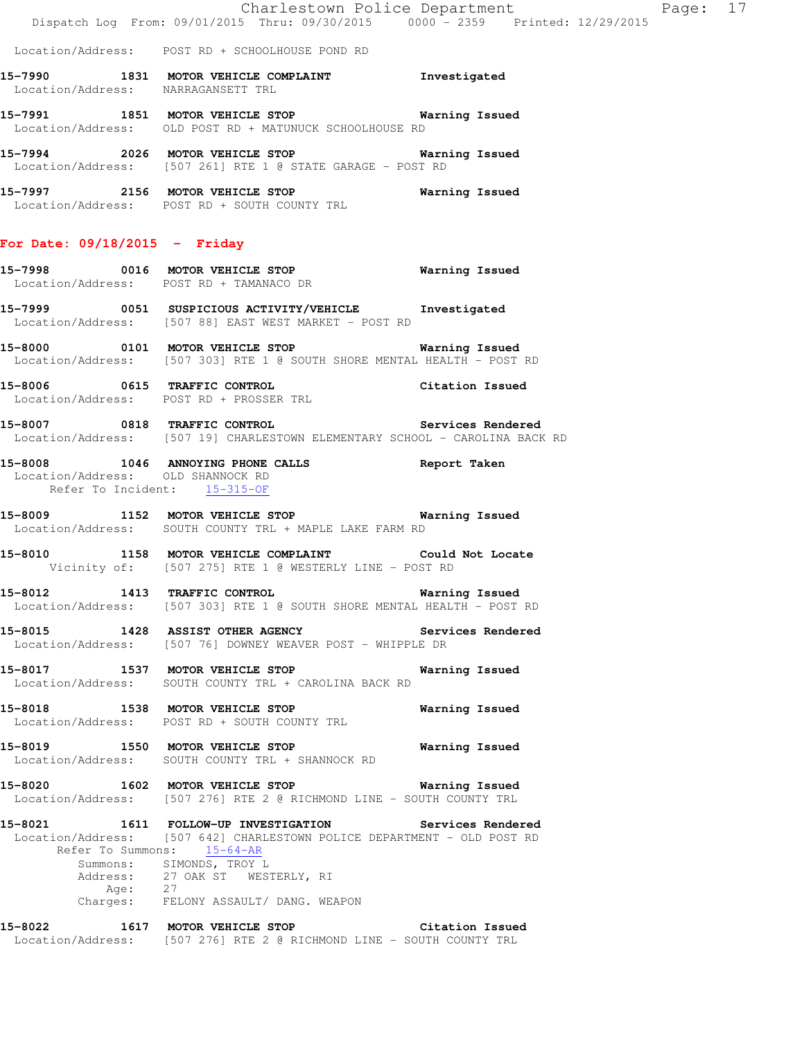Location/Address: POST RD + SCHOOLHOUSE POND RD

**15-7990 1831 MOTOR VEHICLE COMPLAINT** Investigated
Location/Address: NARRAGANSETT TRL

**15-7991 1851 MOTOR VEHICLE STOP** Warning Issued
Location/Address: OLD POST RD + MATUNUCK SCHOOLHOUSE RD

**15-7994 2026 MOTOR VEHICLE STOP** Warning Issued
Location/Address: [507 261] RTE 1 @ STATE GARAGE - POST RD

**15-7997 2156 MOTOR VEHICLE STOP** Warning Issued
Location/Address: POST RD + SOUTH COUNTY TRL

## For Date: 09/18/2015 - Friday

**15-7998 0016 MOTOR VEHICLE STOP** Warning Issued
Location/Address: POST RD + TAMANACO DR

**15-7999 0051 SUSPICIOUS ACTIVITY/VEHICLE** Investigated
Location/Address: [507 88] EAST WEST MARKET - POST RD

**15-8000 0101 MOTOR VEHICLE STOP** Warning Issued
Location/Address: [507 303] RTE 1 @ SOUTH SHORE MENTAL HEALTH - POST RD

**15-8006 0615 TRAFFIC CONTROL** Citation Issued
Location/Address: POST RD + PROSSER TRL

**15-8007 0818 TRAFFIC CONTROL** Services Rendered
Location/Address: [507 19] CHARLESTOWN ELEMENTARY SCHOOL - CAROLINA BACK RD

**15-8008 1046 ANNOYING PHONE CALLS** Report Taken
Location/Address: OLD SHANNOCK RD
Refer To Incident: 15-315-OF

**15-8009 1152 MOTOR VEHICLE STOP** Warning Issued
Location/Address: SOUTH COUNTY TRL + MAPLE LAKE FARM RD

**15-8010 1158 MOTOR VEHICLE COMPLAINT** Could Not Locate
Vicinity of: [507 275] RTE 1 @ WESTERLY LINE - POST RD

**15-8012 1413 TRAFFIC CONTROL** Warning Issued
Location/Address: [507 303] RTE 1 @ SOUTH SHORE MENTAL HEALTH - POST RD

**15-8015 1428 ASSIST OTHER AGENCY** Services Rendered
Location/Address: [507 76] DOWNEY WEAVER POST - WHIPPLE DR

**15-8017 1537 MOTOR VEHICLE STOP** Warning Issued
Location/Address: SOUTH COUNTY TRL + CAROLINA BACK RD

**15-8018 1538 MOTOR VEHICLE STOP** Warning Issued
Location/Address: POST RD + SOUTH COUNTY TRL

**15-8019 1550 MOTOR VEHICLE STOP** Warning Issued
Location/Address: SOUTH COUNTY TRL + SHANNOCK RD

**15-8020 1602 MOTOR VEHICLE STOP** Warning Issued
Location/Address: [507 276] RTE 2 @ RICHMOND LINE - SOUTH COUNTY TRL

**15-8021 1611 FOLLOW-UP INVESTIGATION** Services Rendered
Location/Address: [507 642] CHARLESTOWN POLICE DEPARTMENT - OLD POST RD
Refer To Summons: 15-64-AR
Summons: SIMONDS, TROY L
Address: 27 OAK ST WESTERLY, RI
Age: 27
Charges: FELONY ASSAULT/ DANG. WEAPON

**15-8022 1617 MOTOR VEHICLE STOP** Citation Issued
Location/Address: [507 276] RTE 2 @ RICHMOND LINE - SOUTH COUNTY TRL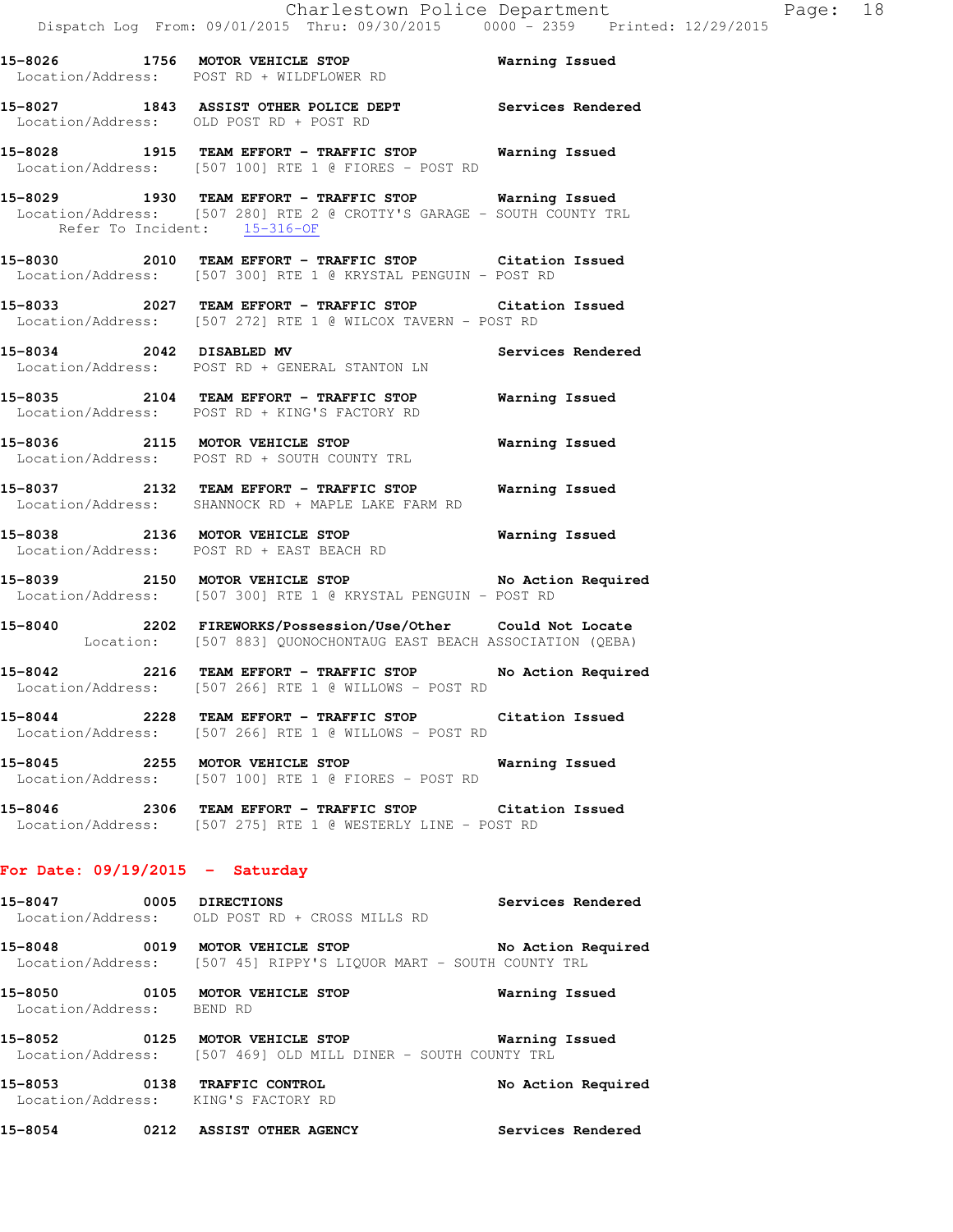15-8026 1756 MOTOR VEHICLE STOP Warning Issued
Location/Address: POST RD + WILDFLOWER RD

15-8027 1843 ASSIST OTHER POLICE DEPT Services Rendered
Location/Address: OLD POST RD + POST RD

15-8028 1915 TEAM EFFORT - TRAFFIC STOP Warning Issued
Location/Address: [507 100] RTE 1 @ FIORES - POST RD

15-8029 1930 TEAM EFFORT - TRAFFIC STOP Warning Issued
Location/Address: [507 280] RTE 2 @ CROTTY'S GARAGE - SOUTH COUNTY TRL
Refer To Incident: 15-316-OF

15-8030 2010 TEAM EFFORT - TRAFFIC STOP Citation Issued
Location/Address: [507 300] RTE 1 @ KRYSTAL PENGUIN - POST RD

15-8033 2027 TEAM EFFORT - TRAFFIC STOP Citation Issued
Location/Address: [507 272] RTE 1 @ WILCOX TAVERN - POST RD

15-8034 2042 DISABLED MV Services Rendered
Location/Address: POST RD + GENERAL STANTON LN

15-8035 2104 TEAM EFFORT - TRAFFIC STOP Warning Issued
Location/Address: POST RD + KING'S FACTORY RD

15-8036 2115 MOTOR VEHICLE STOP Warning Issued
Location/Address: POST RD + SOUTH COUNTY TRL

15-8037 2132 TEAM EFFORT - TRAFFIC STOP Warning Issued
Location/Address: SHANNOCK RD + MAPLE LAKE FARM RD

15-8038 2136 MOTOR VEHICLE STOP Warning Issued
Location/Address: POST RD + EAST BEACH RD

15-8039 2150 MOTOR VEHICLE STOP No Action Required
Location/Address: [507 300] RTE 1 @ KRYSTAL PENGUIN - POST RD

15-8040 2202 FIREWORKS/Possession/Use/Other Could Not Locate
Location: [507 883] QUONOCHONTAUG EAST BEACH ASSOCIATION (QEBA)

15-8042 2216 TEAM EFFORT - TRAFFIC STOP No Action Required
Location/Address: [507 266] RTE 1 @ WILLOWS - POST RD

15-8044 2228 TEAM EFFORT - TRAFFIC STOP Citation Issued
Location/Address: [507 266] RTE 1 @ WILLOWS - POST RD

15-8045 2255 MOTOR VEHICLE STOP Warning Issued
Location/Address: [507 100] RTE 1 @ FIORES - POST RD

15-8046 2306 TEAM EFFORT - TRAFFIC STOP Citation Issued
Location/Address: [507 275] RTE 1 @ WESTERLY LINE - POST RD

## For Date: 09/19/2015 - Saturday

15-8047 0005 DIRECTIONS Services Rendered
Location/Address: OLD POST RD + CROSS MILLS RD

15-8048 0019 MOTOR VEHICLE STOP No Action Required
Location/Address: [507 45] RIPPY'S LIQUOR MART - SOUTH COUNTY TRL

15-8050 0105 MOTOR VEHICLE STOP Warning Issued
Location/Address: BEND RD

15-8052 0125 MOTOR VEHICLE STOP Warning Issued
Location/Address: [507 469] OLD MILL DINER - SOUTH COUNTY TRL

15-8053 0138 TRAFFIC CONTROL No Action Required
Location/Address: KING'S FACTORY RD

15-8054 0212 ASSIST OTHER AGENCY Services Rendered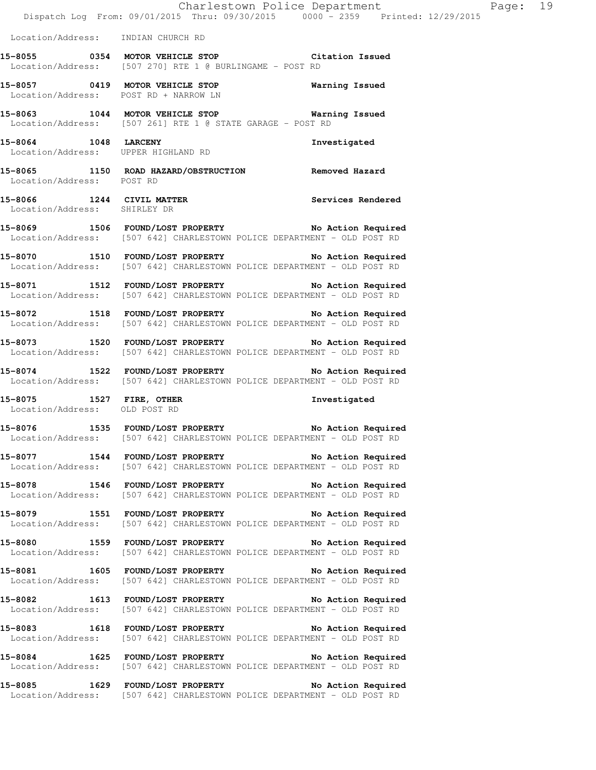Location/Address: INDIAN CHURCH RD

**15-8055 0354 MOTOR VEHICLE STOP** **Citation Issued**
Location/Address: [507 270] RTE 1 @ BURLINGAME - POST RD

**15-8057 0419 MOTOR VEHICLE STOP** **Warning Issued**
Location/Address: POST RD + NARROW LN

**15-8063 1044 MOTOR VEHICLE STOP** **Warning Issued**
Location/Address: [507 261] RTE 1 @ STATE GARAGE - POST RD

**15-8064 1048 LARCENY** **Investigated**
Location/Address: UPPER HIGHLAND RD

**15-8065 1150 ROAD HAZARD/OBSTRUCTION** **Removed Hazard**
Location/Address: POST RD

**15-8066 1244 CIVIL MATTER** **Services Rendered**
Location/Address: SHIRLEY DR

**15-8069 1506 FOUND/LOST PROPERTY** **No Action Required**
Location/Address: [507 642] CHARLESTOWN POLICE DEPARTMENT - OLD POST RD

**15-8070 1510 FOUND/LOST PROPERTY** **No Action Required**
Location/Address: [507 642] CHARLESTOWN POLICE DEPARTMENT - OLD POST RD

**15-8071 1512 FOUND/LOST PROPERTY** **No Action Required**
Location/Address: [507 642] CHARLESTOWN POLICE DEPARTMENT - OLD POST RD

**15-8072 1518 FOUND/LOST PROPERTY** **No Action Required**
Location/Address: [507 642] CHARLESTOWN POLICE DEPARTMENT - OLD POST RD

**15-8073 1520 FOUND/LOST PROPERTY** **No Action Required**
Location/Address: [507 642] CHARLESTOWN POLICE DEPARTMENT - OLD POST RD

**15-8074 1522 FOUND/LOST PROPERTY** **No Action Required**
Location/Address: [507 642] CHARLESTOWN POLICE DEPARTMENT - OLD POST RD

**15-8075 1527 FIRE, OTHER** **Investigated**
Location/Address: OLD POST RD

**15-8076 1535 FOUND/LOST PROPERTY** **No Action Required**
Location/Address: [507 642] CHARLESTOWN POLICE DEPARTMENT - OLD POST RD

**15-8077 1544 FOUND/LOST PROPERTY** **No Action Required**
Location/Address: [507 642] CHARLESTOWN POLICE DEPARTMENT - OLD POST RD

**15-8078 1546 FOUND/LOST PROPERTY** **No Action Required**
Location/Address: [507 642] CHARLESTOWN POLICE DEPARTMENT - OLD POST RD

**15-8079 1551 FOUND/LOST PROPERTY** **No Action Required**
Location/Address: [507 642] CHARLESTOWN POLICE DEPARTMENT - OLD POST RD

**15-8080 1559 FOUND/LOST PROPERTY** **No Action Required**
Location/Address: [507 642] CHARLESTOWN POLICE DEPARTMENT - OLD POST RD

**15-8081 1605 FOUND/LOST PROPERTY** **No Action Required**
Location/Address: [507 642] CHARLESTOWN POLICE DEPARTMENT - OLD POST RD

**15-8082 1613 FOUND/LOST PROPERTY** **No Action Required**
Location/Address: [507 642] CHARLESTOWN POLICE DEPARTMENT - OLD POST RD

**15-8083 1618 FOUND/LOST PROPERTY** **No Action Required**
Location/Address: [507 642] CHARLESTOWN POLICE DEPARTMENT - OLD POST RD

**15-8084 1625 FOUND/LOST PROPERTY** **No Action Required**
Location/Address: [507 642] CHARLESTOWN POLICE DEPARTMENT - OLD POST RD

**15-8085 1629 FOUND/LOST PROPERTY** **No Action Required**
Location/Address: [507 642] CHARLESTOWN POLICE DEPARTMENT - OLD POST RD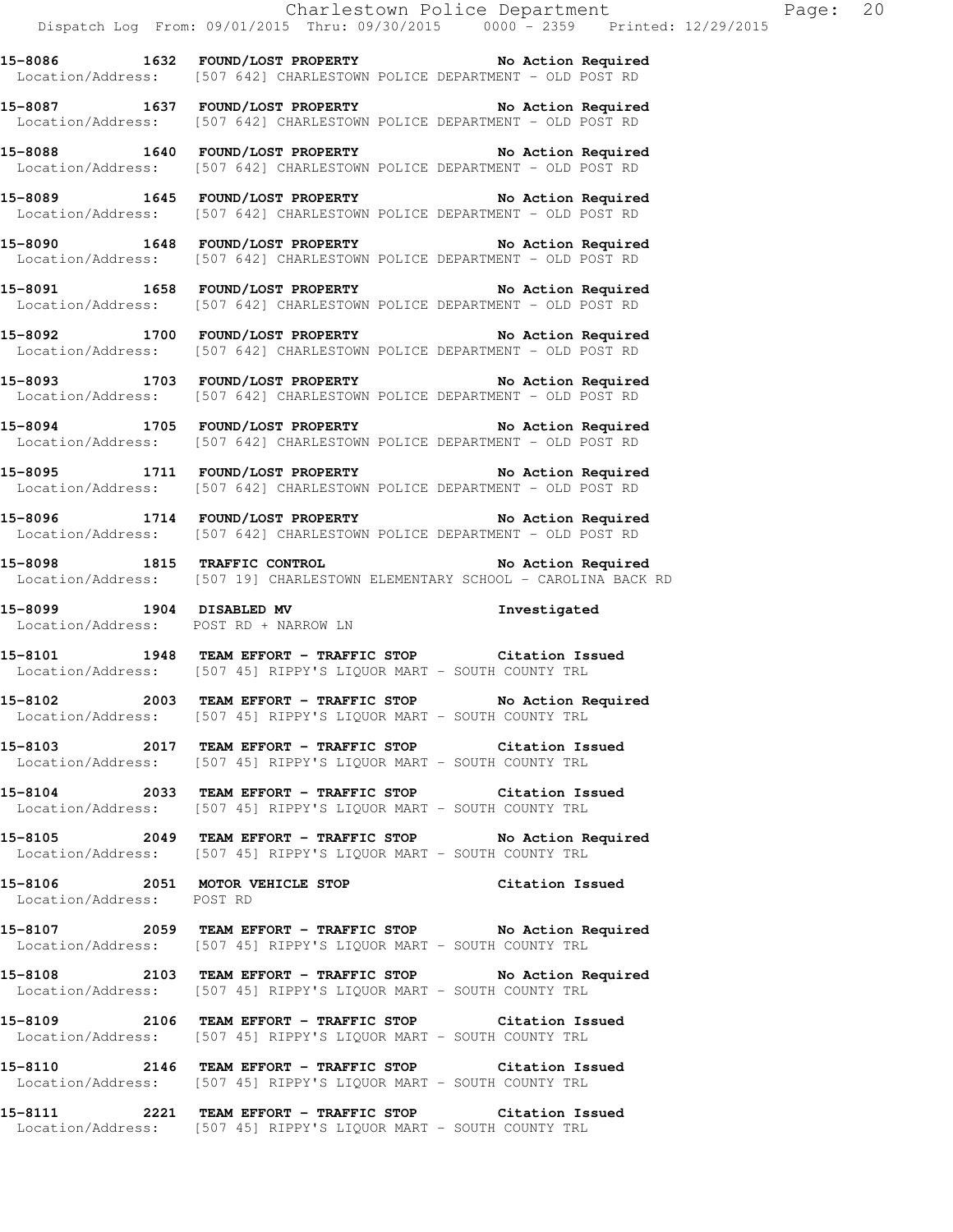**15-8086 1632 FOUND/LOST PROPERTY No Action Required**
Location/Address: [507 642] CHARLESTOWN POLICE DEPARTMENT - OLD POST RD

**15-8087 1637 FOUND/LOST PROPERTY No Action Required**
Location/Address: [507 642] CHARLESTOWN POLICE DEPARTMENT - OLD POST RD

**15-8088 1640 FOUND/LOST PROPERTY No Action Required**
Location/Address: [507 642] CHARLESTOWN POLICE DEPARTMENT - OLD POST RD

**15-8089 1645 FOUND/LOST PROPERTY No Action Required**
Location/Address: [507 642] CHARLESTOWN POLICE DEPARTMENT - OLD POST RD

**15-8090 1648 FOUND/LOST PROPERTY No Action Required**
Location/Address: [507 642] CHARLESTOWN POLICE DEPARTMENT - OLD POST RD

**15-8091 1658 FOUND/LOST PROPERTY No Action Required**
Location/Address: [507 642] CHARLESTOWN POLICE DEPARTMENT - OLD POST RD

**15-8092 1700 FOUND/LOST PROPERTY No Action Required**
Location/Address: [507 642] CHARLESTOWN POLICE DEPARTMENT - OLD POST RD

**15-8093 1703 FOUND/LOST PROPERTY No Action Required**
Location/Address: [507 642] CHARLESTOWN POLICE DEPARTMENT - OLD POST RD

**15-8094 1705 FOUND/LOST PROPERTY No Action Required**
Location/Address: [507 642] CHARLESTOWN POLICE DEPARTMENT - OLD POST RD

**15-8095 1711 FOUND/LOST PROPERTY No Action Required**
Location/Address: [507 642] CHARLESTOWN POLICE DEPARTMENT - OLD POST RD

**15-8096 1714 FOUND/LOST PROPERTY No Action Required**
Location/Address: [507 642] CHARLESTOWN POLICE DEPARTMENT - OLD POST RD

**15-8098 1815 TRAFFIC CONTROL No Action Required**
Location/Address: [507 19] CHARLESTOWN ELEMENTARY SCHOOL - CAROLINA BACK RD

**15-8099 1904 DISABLED MV Investigated**
Location/Address: POST RD + NARROW LN

**15-8101 1948 TEAM EFFORT - TRAFFIC STOP Citation Issued**
Location/Address: [507 45] RIPPY'S LIQUOR MART - SOUTH COUNTY TRL

**15-8102 2003 TEAM EFFORT - TRAFFIC STOP No Action Required**
Location/Address: [507 45] RIPPY'S LIQUOR MART - SOUTH COUNTY TRL

**15-8103 2017 TEAM EFFORT - TRAFFIC STOP Citation Issued**
Location/Address: [507 45] RIPPY'S LIQUOR MART - SOUTH COUNTY TRL

**15-8104 2033 TEAM EFFORT - TRAFFIC STOP Citation Issued**
Location/Address: [507 45] RIPPY'S LIQUOR MART - SOUTH COUNTY TRL

**15-8105 2049 TEAM EFFORT - TRAFFIC STOP No Action Required**
Location/Address: [507 45] RIPPY'S LIQUOR MART - SOUTH COUNTY TRL

**15-8106 2051 MOTOR VEHICLE STOP Citation Issued**
Location/Address: POST RD

**15-8107 2059 TEAM EFFORT - TRAFFIC STOP No Action Required**
Location/Address: [507 45] RIPPY'S LIQUOR MART - SOUTH COUNTY TRL

**15-8108 2103 TEAM EFFORT - TRAFFIC STOP No Action Required**
Location/Address: [507 45] RIPPY'S LIQUOR MART - SOUTH COUNTY TRL

**15-8109 2106 TEAM EFFORT - TRAFFIC STOP Citation Issued**
Location/Address: [507 45] RIPPY'S LIQUOR MART - SOUTH COUNTY TRL

**15-8110 2146 TEAM EFFORT - TRAFFIC STOP Citation Issued**
Location/Address: [507 45] RIPPY'S LIQUOR MART - SOUTH COUNTY TRL

**15-8111 2221 TEAM EFFORT - TRAFFIC STOP Citation Issued**
Location/Address: [507 45] RIPPY'S LIQUOR MART - SOUTH COUNTY TRL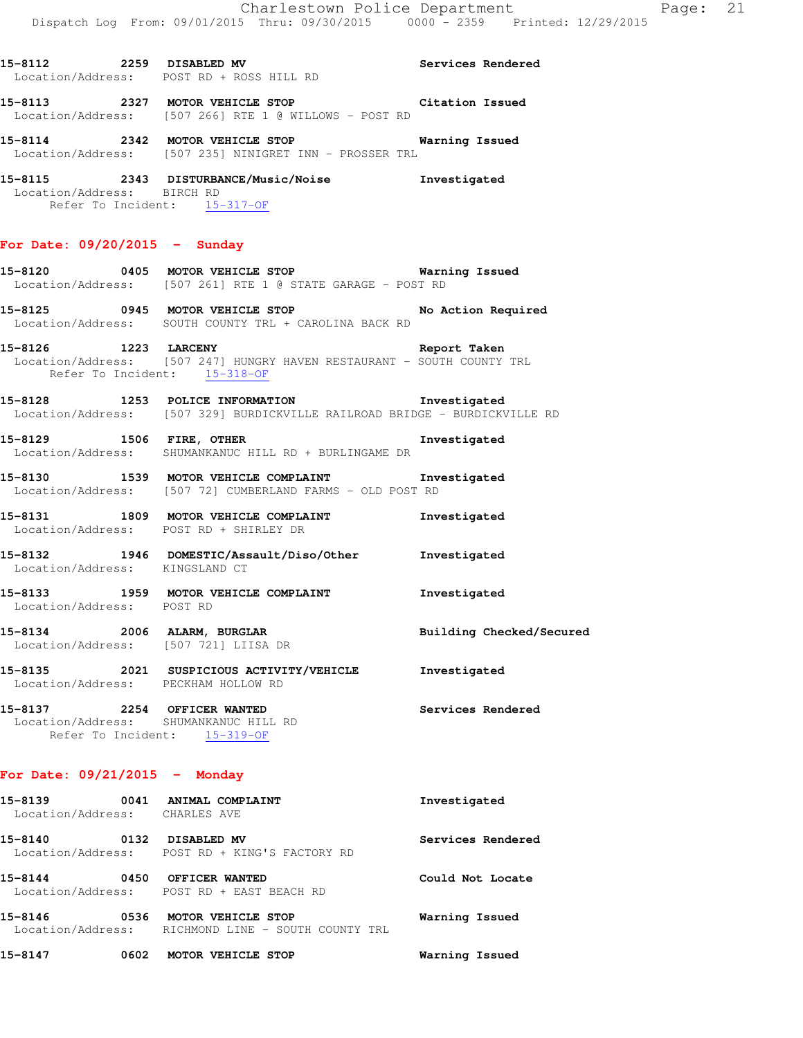15-8112 2259 DISABLED MV Services Rendered
Location/Address: POST RD + ROSS HILL RD

15-8113 2327 MOTOR VEHICLE STOP Citation Issued
Location/Address: [507 266] RTE 1 @ WILLOWS - POST RD

15-8114 2342 MOTOR VEHICLE STOP Warning Issued
Location/Address: [507 235] NINIGRET INN - PROSSER TRL

15-8115 2343 DISTURBANCE/Music/Noise Investigated
Location/Address: BIRCH RD
Refer To Incident: 15-317-OF

## For Date: 09/20/2015 - Sunday

15-8120 0405 MOTOR VEHICLE STOP Warning Issued
Location/Address: [507 261] RTE 1 @ STATE GARAGE - POST RD

15-8125 0945 MOTOR VEHICLE STOP No Action Required
Location/Address: SOUTH COUNTY TRL + CAROLINA BACK RD

15-8126 1223 LARCENY Report Taken
Location/Address: [507 247] HUNGRY HAVEN RESTAURANT - SOUTH COUNTY TRL
Refer To Incident: 15-318-OF

15-8128 1253 POLICE INFORMATION Investigated
Location/Address: [507 329] BURDICKVILLE RAILROAD BRIDGE - BURDICKVILLE RD

15-8129 1506 FIRE, OTHER Investigated
Location/Address: SHUMANKANUC HILL RD + BURLINGAME DR

15-8130 1539 MOTOR VEHICLE COMPLAINT Investigated
Location/Address: [507 72] CUMBERLAND FARMS - OLD POST RD

15-8131 1809 MOTOR VEHICLE COMPLAINT Investigated
Location/Address: POST RD + SHIRLEY DR

15-8132 1946 DOMESTIC/Assault/Diso/Other Investigated
Location/Address: KINGSLAND CT

15-8133 1959 MOTOR VEHICLE COMPLAINT Investigated
Location/Address: POST RD

15-8134 2006 ALARM, BURGLAR Building Checked/Secured
Location/Address: [507 721] LIISA DR

15-8135 2021 SUSPICIOUS ACTIVITY/VEHICLE Investigated
Location/Address: PECKHAM HOLLOW RD

15-8137 2254 OFFICER WANTED Services Rendered
Location/Address: SHUMANKANUC HILL RD
Refer To Incident: 15-319-OF

## For Date: 09/21/2015 - Monday

15-8139 0041 ANIMAL COMPLAINT Investigated
Location/Address: CHARLES AVE

15-8140 0132 DISABLED MV Services Rendered
Location/Address: POST RD + KING'S FACTORY RD

15-8144 0450 OFFICER WANTED Could Not Locate
Location/Address: POST RD + EAST BEACH RD

15-8146 0536 MOTOR VEHICLE STOP Warning Issued
Location/Address: RICHMOND LINE - SOUTH COUNTY TRL

15-8147 0602 MOTOR VEHICLE STOP Warning Issued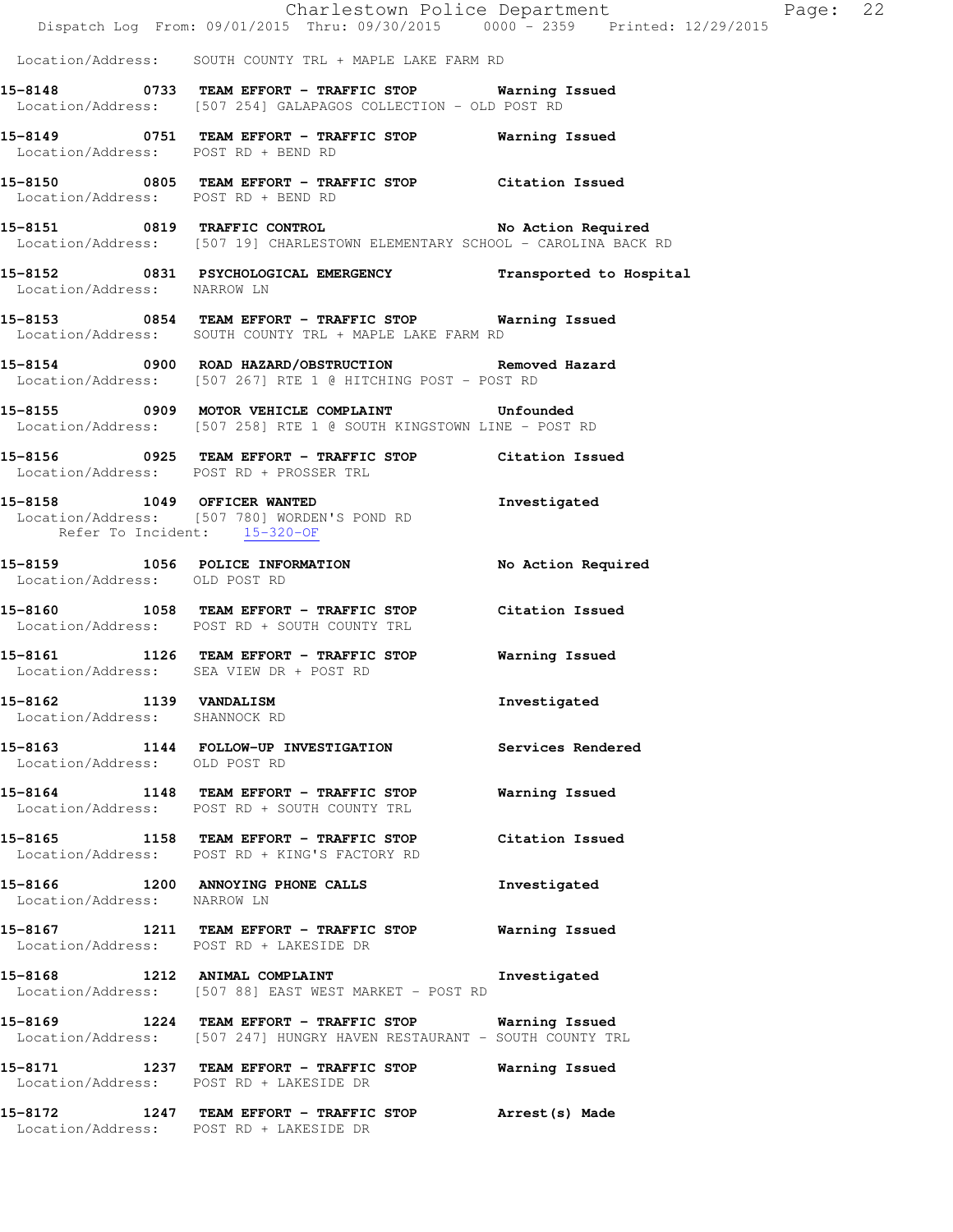Location/Address: SOUTH COUNTY TRL + MAPLE LAKE FARM RD

**15-8148 0733 TEAM EFFORT - TRAFFIC STOP Warning Issued**
Location/Address: [507 254] GALAPAGOS COLLECTION - OLD POST RD

**15-8149 0751 TEAM EFFORT - TRAFFIC STOP Warning Issued**
Location/Address: POST RD + BEND RD

**15-8150 0805 TEAM EFFORT - TRAFFIC STOP Citation Issued**
Location/Address: POST RD + BEND RD

**15-8151 0819 TRAFFIC CONTROL No Action Required**
Location/Address: [507 19] CHARLESTOWN ELEMENTARY SCHOOL - CAROLINA BACK RD

**15-8152 0831 PSYCHOLOGICAL EMERGENCY Transported to Hospital**
Location/Address: NARROW LN

**15-8153 0854 TEAM EFFORT - TRAFFIC STOP Warning Issued**
Location/Address: SOUTH COUNTY TRL + MAPLE LAKE FARM RD

**15-8154 0900 ROAD HAZARD/OBSTRUCTION Removed Hazard**
Location/Address: [507 267] RTE 1 @ HITCHING POST - POST RD

**15-8155 0909 MOTOR VEHICLE COMPLAINT Unfounded**
Location/Address: [507 258] RTE 1 @ SOUTH KINGSTOWN LINE - POST RD

**15-8156 0925 TEAM EFFORT - TRAFFIC STOP Citation Issued**
Location/Address: POST RD + PROSSER TRL

**15-8158 1049 OFFICER WANTED Investigated**
Location/Address: [507 780] WORDEN'S POND RD
Refer To Incident: 15-320-OF

**15-8159 1056 POLICE INFORMATION No Action Required**
Location/Address: OLD POST RD

**15-8160 1058 TEAM EFFORT - TRAFFIC STOP Citation Issued**
Location/Address: POST RD + SOUTH COUNTY TRL

**15-8161 1126 TEAM EFFORT - TRAFFIC STOP Warning Issued**
Location/Address: SEA VIEW DR + POST RD

**15-8162 1139 VANDALISM Investigated**
Location/Address: SHANNOCK RD

**15-8163 1144 FOLLOW-UP INVESTIGATION Services Rendered**
Location/Address: OLD POST RD

**15-8164 1148 TEAM EFFORT - TRAFFIC STOP Warning Issued**
Location/Address: POST RD + SOUTH COUNTY TRL

**15-8165 1158 TEAM EFFORT - TRAFFIC STOP Citation Issued**
Location/Address: POST RD + KING'S FACTORY RD

**15-8166 1200 ANNOYING PHONE CALLS Investigated**
Location/Address: NARROW LN

**15-8167 1211 TEAM EFFORT - TRAFFIC STOP Warning Issued**
Location/Address: POST RD + LAKESIDE DR

**15-8168 1212 ANIMAL COMPLAINT Investigated**
Location/Address: [507 88] EAST WEST MARKET - POST RD

**15-8169 1224 TEAM EFFORT - TRAFFIC STOP Warning Issued**
Location/Address: [507 247] HUNGRY HAVEN RESTAURANT - SOUTH COUNTY TRL

**15-8171 1237 TEAM EFFORT - TRAFFIC STOP Warning Issued**
Location/Address: POST RD + LAKESIDE DR

**15-8172 1247 TEAM EFFORT - TRAFFIC STOP Arrest(s) Made**
Location/Address: POST RD + LAKESIDE DR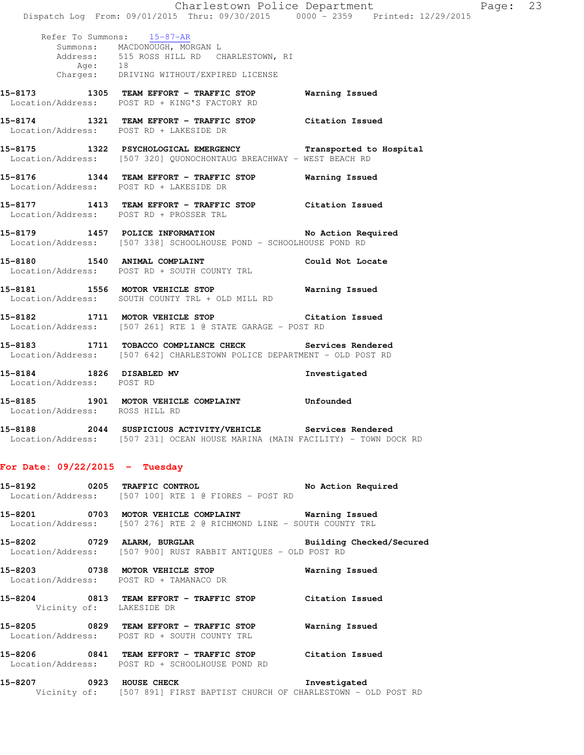Refer To Summons: 15-87-AR
Summons: MACDONOUGH, MORGAN L
Address: 515 ROSS HILL RD CHARLESTOWN, RI
Age: 18
Charges: DRIVING WITHOUT/EXPIRED LICENSE

**15-8173 1305 TEAM EFFORT - TRAFFIC STOP Warning Issued**
Location/Address: POST RD + KING'S FACTORY RD

**15-8174 1321 TEAM EFFORT - TRAFFIC STOP Citation Issued**
Location/Address: POST RD + LAKESIDE DR

**15-8175 1322 PSYCHOLOGICAL EMERGENCY Transported to Hospital**
Location/Address: [507 320] QUONOCHONTAUG BREACHWAY - WEST BEACH RD

**15-8176 1344 TEAM EFFORT - TRAFFIC STOP Warning Issued**
Location/Address: POST RD + LAKESIDE DR

**15-8177 1413 TEAM EFFORT - TRAFFIC STOP Citation Issued**
Location/Address: POST RD + PROSSER TRL

**15-8179 1457 POLICE INFORMATION No Action Required**
Location/Address: [507 338] SCHOOLHOUSE POND - SCHOOLHOUSE POND RD

**15-8180 1540 ANIMAL COMPLAINT Could Not Locate**
Location/Address: POST RD + SOUTH COUNTY TRL

**15-8181 1556 MOTOR VEHICLE STOP Warning Issued**
Location/Address: SOUTH COUNTY TRL + OLD MILL RD

**15-8182 1711 MOTOR VEHICLE STOP Citation Issued**
Location/Address: [507 261] RTE 1 @ STATE GARAGE - POST RD

**15-8183 1711 TOBACCO COMPLIANCE CHECK Services Rendered**
Location/Address: [507 642] CHARLESTOWN POLICE DEPARTMENT - OLD POST RD

**15-8184 1826 DISABLED MV Investigated**
Location/Address: POST RD

**15-8185 1901 MOTOR VEHICLE COMPLAINT Unfounded**
Location/Address: ROSS HILL RD

**15-8188 2044 SUSPICIOUS ACTIVITY/VEHICLE Services Rendered**
Location/Address: [507 231] OCEAN HOUSE MARINA (MAIN FACILITY) - TOWN DOCK RD

## For Date: 09/22/2015 - Tuesday

**15-8192 0205 TRAFFIC CONTROL No Action Required**
Location/Address: [507 100] RTE 1 @ FIORES - POST RD

**15-8201 0703 MOTOR VEHICLE COMPLAINT Warning Issued**
Location/Address: [507 276] RTE 2 @ RICHMOND LINE - SOUTH COUNTY TRL

**15-8202 0729 ALARM, BURGLAR Building Checked/Secured**
Location/Address: [507 900] RUST RABBIT ANTIQUES - OLD POST RD

**15-8203 0738 MOTOR VEHICLE STOP Warning Issued**
Location/Address: POST RD + TAMANACO DR

**15-8204 0813 TEAM EFFORT - TRAFFIC STOP Citation Issued**
Vicinity of: LAKESIDE DR

**15-8205 0829 TEAM EFFORT - TRAFFIC STOP Warning Issued**
Location/Address: POST RD + SOUTH COUNTY TRL

**15-8206 0841 TEAM EFFORT - TRAFFIC STOP Citation Issued**
Location/Address: POST RD + SCHOOLHOUSE POND RD

**15-8207 0923 HOUSE CHECK Investigated**
Vicinity of: [507 891] FIRST BAPTIST CHURCH OF CHARLESTOWN - OLD POST RD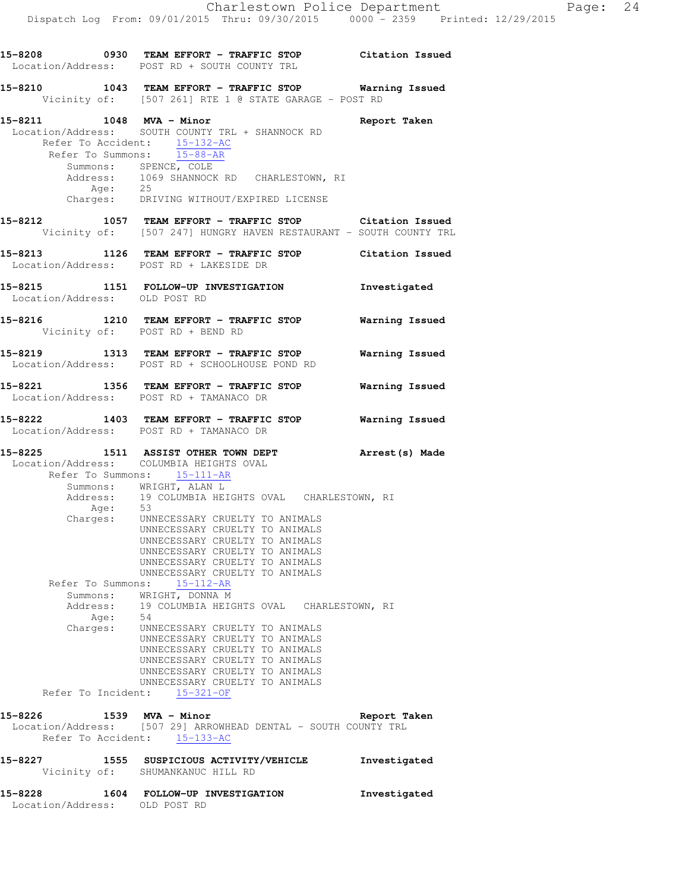**15-8208 0930 TEAM EFFORT - TRAFFIC STOP Citation Issued**
Location/Address: POST RD + SOUTH COUNTY TRL

**15-8210 1043 TEAM EFFORT - TRAFFIC STOP Warning Issued**
Vicinity of: [507 261] RTE 1 @ STATE GARAGE - POST RD

**15-8211 1048 MVA - Minor Report Taken**
Location/Address: SOUTH COUNTY TRL + SHANNOCK RD
Refer To Accident: 15-132-AC
Refer To Summons: 15-88-AR
Summons: SPENCE, COLE
Address: 1069 SHANNOCK RD CHARLESTOWN, RI
Age: 25
Charges: DRIVING WITHOUT/EXPIRED LICENSE

**15-8212 1057 TEAM EFFORT - TRAFFIC STOP Citation Issued**
Vicinity of: [507 247] HUNGRY HAVEN RESTAURANT - SOUTH COUNTY TRL

**15-8213 1126 TEAM EFFORT - TRAFFIC STOP Citation Issued**
Location/Address: POST RD + LAKESIDE DR

**15-8215 1151 FOLLOW-UP INVESTIGATION Investigated**
Location/Address: OLD POST RD

**15-8216 1210 TEAM EFFORT - TRAFFIC STOP Warning Issued**
Vicinity of: POST RD + BEND RD

**15-8219 1313 TEAM EFFORT - TRAFFIC STOP Warning Issued**
Location/Address: POST RD + SCHOOLHOUSE POND RD

**15-8221 1356 TEAM EFFORT - TRAFFIC STOP Warning Issued**
Location/Address: POST RD + TAMANACO DR

**15-8222 1403 TEAM EFFORT - TRAFFIC STOP Warning Issued**
Location/Address: POST RD + TAMANACO DR

**15-8225 1511 ASSIST OTHER TOWN DEPT Arrest(s) Made**
Location/Address: COLUMBIA HEIGHTS OVAL
Refer To Summons: 15-111-AR
Summons: WRIGHT, ALAN L
Address: 19 COLUMBIA HEIGHTS OVAL CHARLESTOWN, RI
Age: 53
Charges: UNNECESSARY CRUELTY TO ANIMALS
UNNECESSARY CRUELTY TO ANIMALS
UNNECESSARY CRUELTY TO ANIMALS
UNNECESSARY CRUELTY TO ANIMALS
UNNECESSARY CRUELTY TO ANIMALS
UNNECESSARY CRUELTY TO ANIMALS
Refer To Summons: 15-112-AR
Summons: WRIGHT, DONNA M
Address: 19 COLUMBIA HEIGHTS OVAL CHARLESTOWN, RI
Age: 54
Charges: UNNECESSARY CRUELTY TO ANIMALS
UNNECESSARY CRUELTY TO ANIMALS
UNNECESSARY CRUELTY TO ANIMALS
UNNECESSARY CRUELTY TO ANIMALS
UNNECESSARY CRUELTY TO ANIMALS
UNNECESSARY CRUELTY TO ANIMALS
Refer To Incident: 15-321-OF

**15-8226 1539 MVA - Minor Report Taken**
Location/Address: [507 29] ARROWHEAD DENTAL - SOUTH COUNTY TRL
Refer To Accident: 15-133-AC

**15-8227 1555 SUSPICIOUS ACTIVITY/VEHICLE Investigated**
Vicinity of: SHUMANKANUC HILL RD

**15-8228 1604 FOLLOW-UP INVESTIGATION Investigated**
Location/Address: OLD POST RD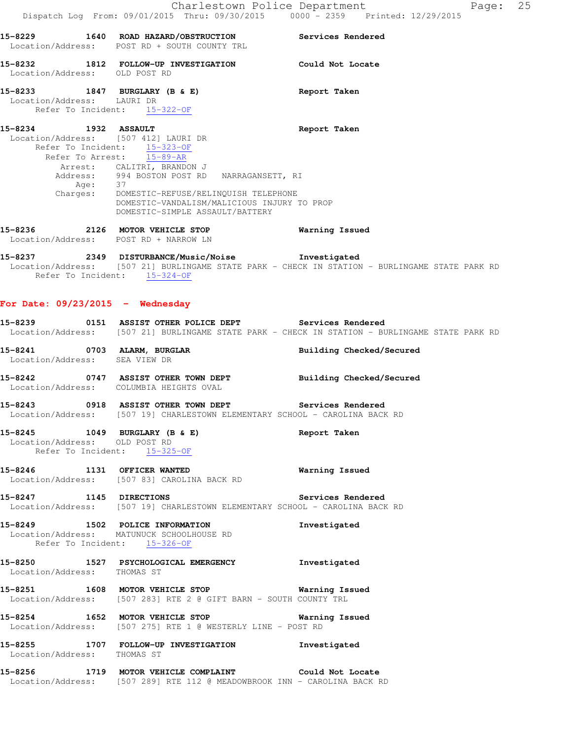**15-8229 1640 ROAD HAZARD/OBSTRUCTION** **Services Rendered**
Location/Address: POST RD + SOUTH COUNTY TRL

**15-8232 1812 FOLLOW-UP INVESTIGATION** **Could Not Locate**
Location/Address: OLD POST RD

**15-8233 1847 BURGLARY (B & E)** **Report Taken**
Location/Address: LAURI DR
Refer To Incident: 15-322-OF

**15-8234 1932 ASSAULT** **Report Taken**
Location/Address: [507 412] LAURI DR
Refer To Incident: 15-323-OF
Refer To Arrest: 15-89-AR
Arrest: CALITRI, BRANDON J
Address: 994 BOSTON POST RD NARRAGANSETT, RI
Age: 37
Charges: DOMESTIC-REFUSE/RELINQUISH TELEPHONE
DOMESTIC-VANDALISM/MALICIOUS INJURY TO PROP
DOMESTIC-SIMPLE ASSAULT/BATTERY

**15-8236 2126 MOTOR VEHICLE STOP** **Warning Issued**
Location/Address: POST RD + NARROW LN

**15-8237 2349 DISTURBANCE/Music/Noise** **Investigated**
Location/Address: [507 21] BURLINGAME STATE PARK - CHECK IN STATION - BURLINGAME STATE PARK RD
Refer To Incident: 15-324-OF

## For Date: 09/23/2015 - Wednesday

**15-8239 0151 ASSIST OTHER POLICE DEPT** **Services Rendered**
Location/Address: [507 21] BURLINGAME STATE PARK - CHECK IN STATION - BURLINGAME STATE PARK RD

**15-8241 0703 ALARM, BURGLAR** **Building Checked/Secured**
Location/Address: SEA VIEW DR

**15-8242 0747 ASSIST OTHER TOWN DEPT** **Building Checked/Secured**
Location/Address: COLUMBIA HEIGHTS OVAL

**15-8243 0918 ASSIST OTHER TOWN DEPT** **Services Rendered**
Location/Address: [507 19] CHARLESTOWN ELEMENTARY SCHOOL - CAROLINA BACK RD

**15-8245 1049 BURGLARY (B & E)** **Report Taken**
Location/Address: OLD POST RD
Refer To Incident: 15-325-OF

**15-8246 1131 OFFICER WANTED** **Warning Issued**
Location/Address: [507 83] CAROLINA BACK RD

**15-8247 1145 DIRECTIONS** **Services Rendered**
Location/Address: [507 19] CHARLESTOWN ELEMENTARY SCHOOL - CAROLINA BACK RD

**15-8249 1502 POLICE INFORMATION** **Investigated**
Location/Address: MATUNUCK SCHOOLHOUSE RD
Refer To Incident: 15-326-OF

**15-8250 1527 PSYCHOLOGICAL EMERGENCY** **Investigated**
Location/Address: THOMAS ST

**15-8251 1608 MOTOR VEHICLE STOP** **Warning Issued**
Location/Address: [507 283] RTE 2 @ GIFT BARN - SOUTH COUNTY TRL

**15-8254 1652 MOTOR VEHICLE STOP** **Warning Issued**
Location/Address: [507 275] RTE 1 @ WESTERLY LINE - POST RD

**15-8255 1707 FOLLOW-UP INVESTIGATION** **Investigated**
Location/Address: THOMAS ST

**15-8256 1719 MOTOR VEHICLE COMPLAINT** **Could Not Locate**
Location/Address: [507 289] RTE 112 @ MEADOWBROOK INN - CAROLINA BACK RD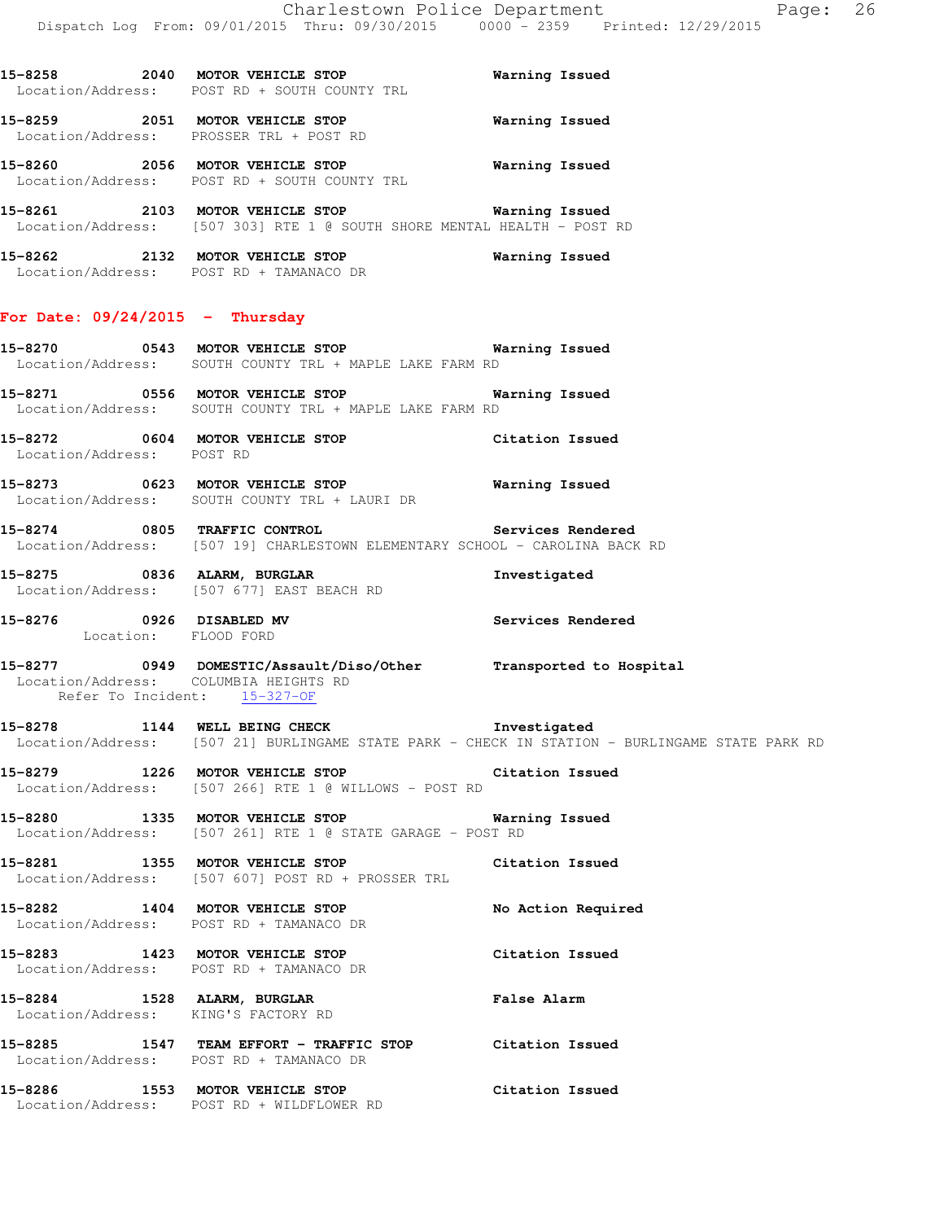15-8258 2040 MOTOR VEHICLE STOP Warning Issued
Location/Address: POST RD + SOUTH COUNTY TRL

15-8259 2051 MOTOR VEHICLE STOP Warning Issued
Location/Address: PROSSER TRL + POST RD

15-8260 2056 MOTOR VEHICLE STOP Warning Issued
Location/Address: POST RD + SOUTH COUNTY TRL

15-8261 2103 MOTOR VEHICLE STOP Warning Issued
Location/Address: [507 303] RTE 1 @ SOUTH SHORE MENTAL HEALTH - POST RD

15-8262 2132 MOTOR VEHICLE STOP Warning Issued
Location/Address: POST RD + TAMANACO DR

## For Date: 09/24/2015 - Thursday

15-8270 0543 MOTOR VEHICLE STOP Warning Issued
Location/Address: SOUTH COUNTY TRL + MAPLE LAKE FARM RD

15-8271 0556 MOTOR VEHICLE STOP Warning Issued
Location/Address: SOUTH COUNTY TRL + MAPLE LAKE FARM RD

15-8272 0604 MOTOR VEHICLE STOP Citation Issued
Location/Address: POST RD

15-8273 0623 MOTOR VEHICLE STOP Warning Issued
Location/Address: SOUTH COUNTY TRL + LAURI DR

15-8274 0805 TRAFFIC CONTROL Services Rendered
Location/Address: [507 19] CHARLESTOWN ELEMENTARY SCHOOL - CAROLINA BACK RD

15-8275 0836 ALARM, BURGLAR Investigated
Location/Address: [507 677] EAST BEACH RD

15-8276 0926 DISABLED MV Services Rendered
Location: FLOOD FORD

15-8277 0949 DOMESTIC/Assault/Diso/Other Transported to Hospital
Location/Address: COLUMBIA HEIGHTS RD
Refer To Incident: 15-327-OF

15-8278 1144 WELL BEING CHECK Investigated
Location/Address: [507 21] BURLINGAME STATE PARK - CHECK IN STATION - BURLINGAME STATE PARK RD

15-8279 1226 MOTOR VEHICLE STOP Citation Issued
Location/Address: [507 266] RTE 1 @ WILLOWS - POST RD

15-8280 1335 MOTOR VEHICLE STOP Warning Issued
Location/Address: [507 261] RTE 1 @ STATE GARAGE - POST RD

15-8281 1355 MOTOR VEHICLE STOP Citation Issued
Location/Address: [507 607] POST RD + PROSSER TRL

15-8282 1404 MOTOR VEHICLE STOP No Action Required
Location/Address: POST RD + TAMANACO DR

15-8283 1423 MOTOR VEHICLE STOP Citation Issued
Location/Address: POST RD + TAMANACO DR

15-8284 1528 ALARM, BURGLAR False Alarm
Location/Address: KING'S FACTORY RD

15-8285 1547 TEAM EFFORT - TRAFFIC STOP Citation Issued
Location/Address: POST RD + TAMANACO DR

15-8286 1553 MOTOR VEHICLE STOP Citation Issued
Location/Address: POST RD + WILDFLOWER RD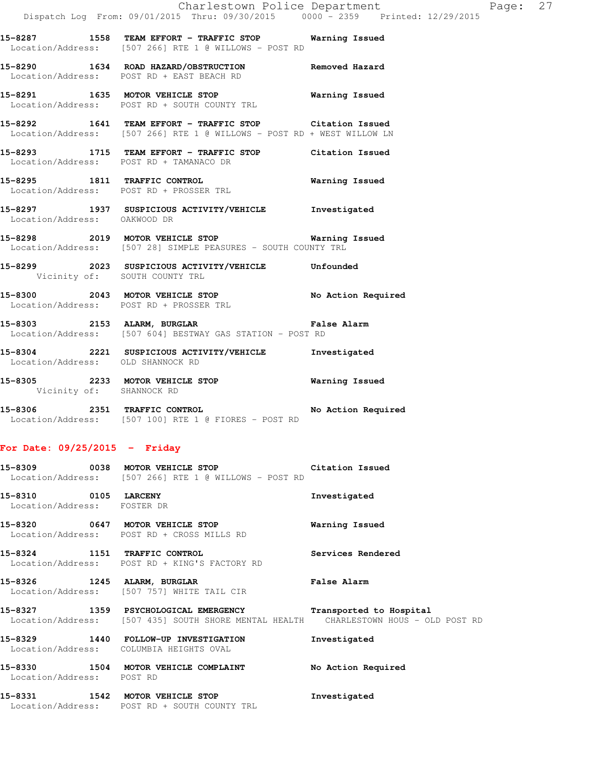**15-8287 1558 TEAM EFFORT - TRAFFIC STOP Warning Issued**
Location/Address: [507 266] RTE 1 @ WILLOWS - POST RD

**15-8290 1634 ROAD HAZARD/OBSTRUCTION Removed Hazard**
Location/Address: POST RD + EAST BEACH RD

**15-8291 1635 MOTOR VEHICLE STOP Warning Issued**
Location/Address: POST RD + SOUTH COUNTY TRL

**15-8292 1641 TEAM EFFORT - TRAFFIC STOP Citation Issued**
Location/Address: [507 266] RTE 1 @ WILLOWS - POST RD + WEST WILLOW LN

**15-8293 1715 TEAM EFFORT - TRAFFIC STOP Citation Issued**
Location/Address: POST RD + TAMANACO DR

**15-8295 1811 TRAFFIC CONTROL Warning Issued**
Location/Address: POST RD + PROSSER TRL

**15-8297 1937 SUSPICIOUS ACTIVITY/VEHICLE Investigated**
Location/Address: OAKWOOD DR

**15-8298 2019 MOTOR VEHICLE STOP Warning Issued**
Location/Address: [507 28] SIMPLE PEASURES - SOUTH COUNTY TRL

**15-8299 2023 SUSPICIOUS ACTIVITY/VEHICLE Unfounded**
Vicinity of: SOUTH COUNTY TRL

**15-8300 2043 MOTOR VEHICLE STOP No Action Required**
Location/Address: POST RD + PROSSER TRL

**15-8303 2153 ALARM, BURGLAR False Alarm**
Location/Address: [507 604] BESTWAY GAS STATION - POST RD

**15-8304 2221 SUSPICIOUS ACTIVITY/VEHICLE Investigated**
Location/Address: OLD SHANNOCK RD

**15-8305 2233 MOTOR VEHICLE STOP Warning Issued**
Vicinity of: SHANNOCK RD

**15-8306 2351 TRAFFIC CONTROL No Action Required**
Location/Address: [507 100] RTE 1 @ FIORES - POST RD

## For Date: 09/25/2015 - Friday

**15-8309 0038 MOTOR VEHICLE STOP Citation Issued**
Location/Address: [507 266] RTE 1 @ WILLOWS - POST RD

**15-8310 0105 LARCENY Investigated**
Location/Address: FOSTER DR

**15-8320 0647 MOTOR VEHICLE STOP Warning Issued**
Location/Address: POST RD + CROSS MILLS RD

**15-8324 1151 TRAFFIC CONTROL Services Rendered**
Location/Address: POST RD + KING'S FACTORY RD

**15-8326 1245 ALARM, BURGLAR False Alarm**
Location/Address: [507 757] WHITE TAIL CIR

**15-8327 1359 PSYCHOLOGICAL EMERGENCY Transported to Hospital**
Location/Address: [507 435] SOUTH SHORE MENTAL HEALTH CHARLESTOWN HOUS - OLD POST RD

**15-8329 1440 FOLLOW-UP INVESTIGATION Investigated**
Location/Address: COLUMBIA HEIGHTS OVAL

**15-8330 1504 MOTOR VEHICLE COMPLAINT No Action Required**
Location/Address: POST RD

**15-8331 1542 MOTOR VEHICLE STOP Investigated**
Location/Address: POST RD + SOUTH COUNTY TRL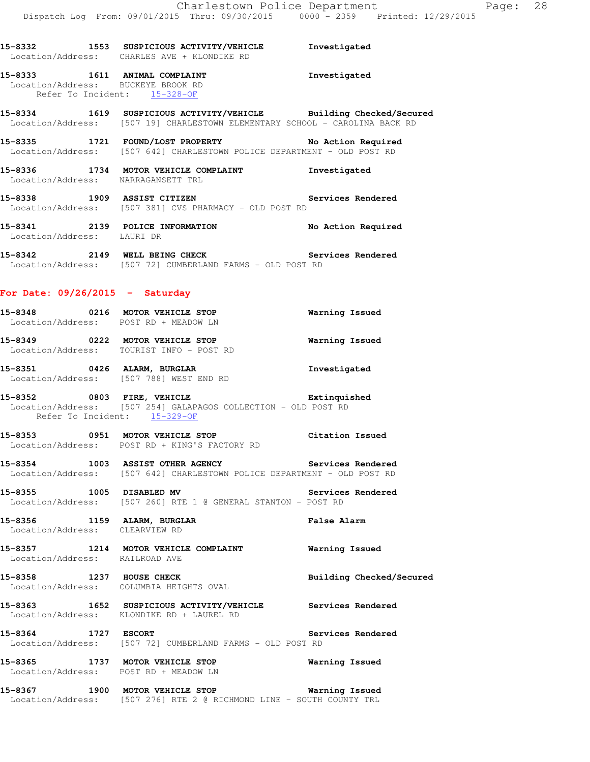15-8332 1553 SUSPICIOUS ACTIVITY/VEHICLE Investigated
Location/Address: CHARLES AVE + KLONDIKE RD

15-8333 1611 ANIMAL COMPLAINT Investigated
Location/Address: BUCKEYE BROOK RD
Refer To Incident: 15-328-OF

15-8334 1619 SUSPICIOUS ACTIVITY/VEHICLE Building Checked/Secured
Location/Address: [507 19] CHARLESTOWN ELEMENTARY SCHOOL - CAROLINA BACK RD

15-8335 1721 FOUND/LOST PROPERTY No Action Required
Location/Address: [507 642] CHARLESTOWN POLICE DEPARTMENT - OLD POST RD

15-8336 1734 MOTOR VEHICLE COMPLAINT Investigated
Location/Address: NARRAGANSETT TRL

15-8338 1909 ASSIST CITIZEN Services Rendered
Location/Address: [507 381] CVS PHARMACY - OLD POST RD

15-8341 2139 POLICE INFORMATION No Action Required
Location/Address: LAURI DR

15-8342 2149 WELL BEING CHECK Services Rendered
Location/Address: [507 72] CUMBERLAND FARMS - OLD POST RD

## For Date: 09/26/2015 - Saturday

15-8348 0216 MOTOR VEHICLE STOP Warning Issued
Location/Address: POST RD + MEADOW LN

15-8349 0222 MOTOR VEHICLE STOP Warning Issued
Location/Address: TOURIST INFO - POST RD

15-8351 0426 ALARM, BURGLAR Investigated
Location/Address: [507 788] WEST END RD

15-8352 0803 FIRE, VEHICLE Extinquished
Location/Address: [507 254] GALAPAGOS COLLECTION - OLD POST RD
Refer To Incident: 15-329-OF

15-8353 0951 MOTOR VEHICLE STOP Citation Issued
Location/Address: POST RD + KING'S FACTORY RD

15-8354 1003 ASSIST OTHER AGENCY Services Rendered
Location/Address: [507 642] CHARLESTOWN POLICE DEPARTMENT - OLD POST RD

15-8355 1005 DISABLED MV Services Rendered
Location/Address: [507 260] RTE 1 @ GENERAL STANTON - POST RD

15-8356 1159 ALARM, BURGLAR False Alarm
Location/Address: CLEARVIEW RD

15-8357 1214 MOTOR VEHICLE COMPLAINT Warning Issued
Location/Address: RAILROAD AVE

15-8358 1237 HOUSE CHECK Building Checked/Secured
Location/Address: COLUMBIA HEIGHTS OVAL

15-8363 1652 SUSPICIOUS ACTIVITY/VEHICLE Services Rendered
Location/Address: KLONDIKE RD + LAUREL RD

15-8364 1727 ESCORT Services Rendered
Location/Address: [507 72] CUMBERLAND FARMS - OLD POST RD

15-8365 1737 MOTOR VEHICLE STOP Warning Issued
Location/Address: POST RD + MEADOW LN

15-8367 1900 MOTOR VEHICLE STOP Warning Issued
Location/Address: [507 276] RTE 2 @ RICHMOND LINE - SOUTH COUNTY TRL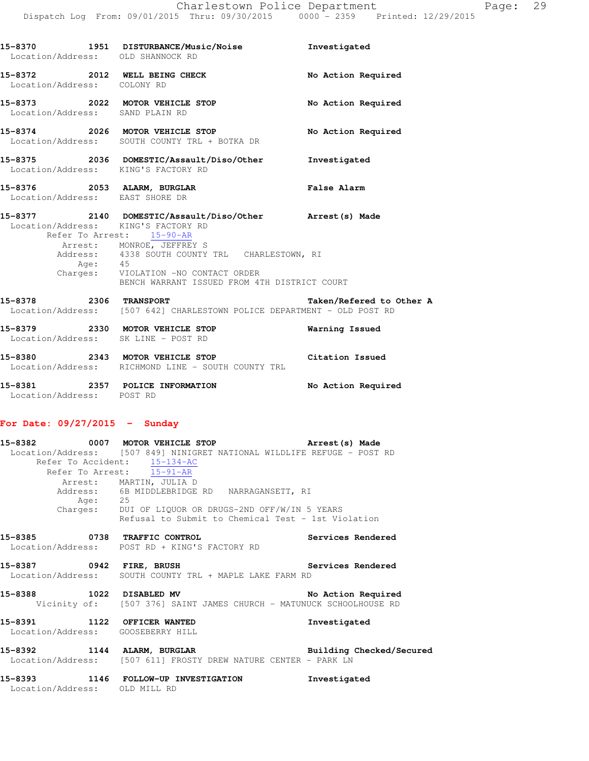**15-8370 1951 DISTURBANCE/Music/Noise** Investigated
Location/Address: OLD SHANNOCK RD

**15-8372 2012 WELL BEING CHECK** No Action Required
Location/Address: COLONY RD

**15-8373 2022 MOTOR VEHICLE STOP** No Action Required
Location/Address: SAND PLAIN RD

**15-8374 2026 MOTOR VEHICLE STOP** No Action Required
Location/Address: SOUTH COUNTY TRL + BOTKA DR

**15-8375 2036 DOMESTIC/Assault/Diso/Other** Investigated
Location/Address: KING'S FACTORY RD

**15-8376 2053 ALARM, BURGLAR** False Alarm
Location/Address: EAST SHORE DR

**15-8377 2140 DOMESTIC/Assault/Diso/Other** Arrest(s) Made
Location/Address: KING'S FACTORY RD
Refer To Arrest: 15-90-AR
Arrest: MONROE, JEFFREY S
Address: 4338 SOUTH COUNTY TRL CHARLESTOWN, RI
Age: 45
Charges: VIOLATION -NO CONTACT ORDER
BENCH WARRANT ISSUED FROM 4TH DISTRICT COURT

**15-8378 2306 TRANSPORT** Taken/Refered to Other A
Location/Address: [507 642] CHARLESTOWN POLICE DEPARTMENT - OLD POST RD

**15-8379 2330 MOTOR VEHICLE STOP** Warning Issued
Location/Address: SK LINE - POST RD

**15-8380 2343 MOTOR VEHICLE STOP** Citation Issued
Location/Address: RICHMOND LINE - SOUTH COUNTY TRL

**15-8381 2357 POLICE INFORMATION** No Action Required
Location/Address: POST RD

## For Date: 09/27/2015 - Sunday

**15-8382 0007 MOTOR VEHICLE STOP** Arrest(s) Made
Location/Address: [507 849] NINIGRET NATIONAL WILDLIFE REFUGE - POST RD
Refer To Accident: 15-134-AC
Refer To Arrest: 15-91-AR
Arrest: MARTIN, JULIA D
Address: 6B MIDDLEBRIDGE RD NARRAGANSETT, RI
Age: 25
Charges: DUI OF LIQUOR OR DRUGS-2ND OFF/W/IN 5 YEARS
Refusal to Submit to Chemical Test - 1st Violation

**15-8385 0738 TRAFFIC CONTROL** Services Rendered
Location/Address: POST RD + KING'S FACTORY RD

**15-8387 0942 FIRE, BRUSH** Services Rendered
Location/Address: SOUTH COUNTY TRL + MAPLE LAKE FARM RD

**15-8388 1022 DISABLED MV** No Action Required
Vicinity of: [507 376] SAINT JAMES CHURCH - MATUNUCK SCHOOLHOUSE RD

**15-8391 1122 OFFICER WANTED** Investigated
Location/Address: GOOSEBERRY HILL

**15-8392 1144 ALARM, BURGLAR** Building Checked/Secured
Location/Address: [507 611] FROSTY DREW NATURE CENTER - PARK LN

**15-8393 1146 FOLLOW-UP INVESTIGATION** Investigated
Location/Address: OLD MILL RD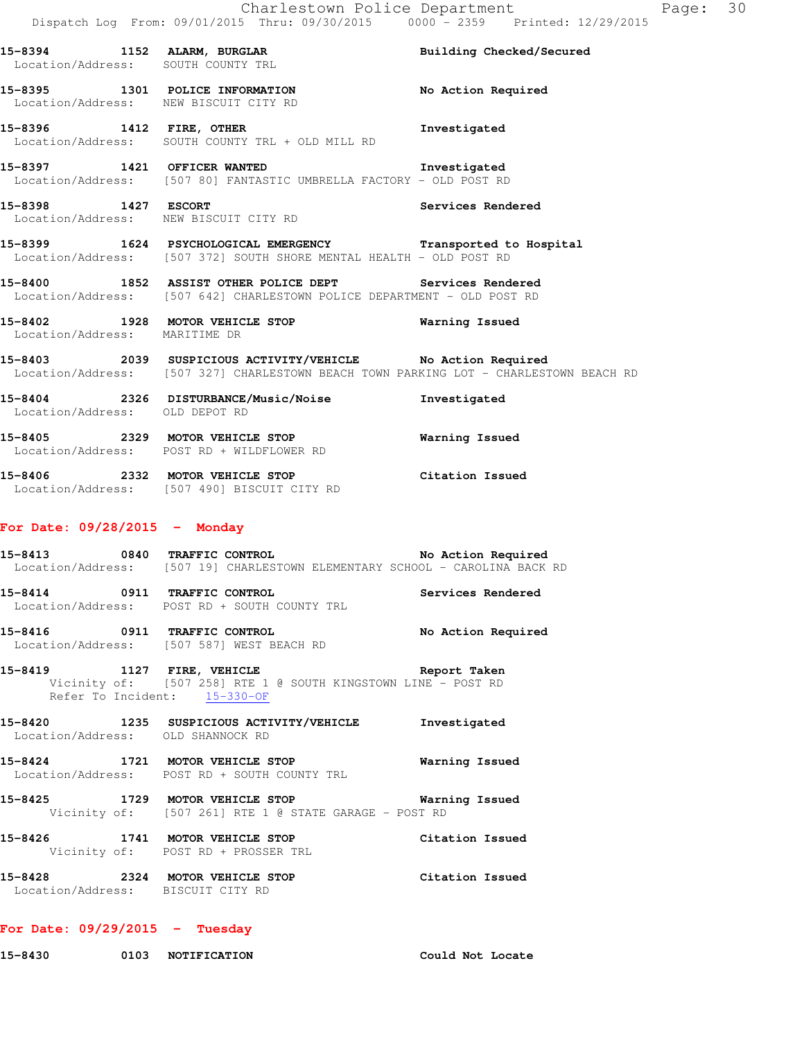15-8394 1152 ALARM, BURGLAR Building Checked/Secured
Location/Address: SOUTH COUNTY TRL

15-8395 1301 POLICE INFORMATION No Action Required
Location/Address: NEW BISCUIT CITY RD

15-8396 1412 FIRE, OTHER Investigated
Location/Address: SOUTH COUNTY TRL + OLD MILL RD

15-8397 1421 OFFICER WANTED Investigated
Location/Address: [507 80] FANTASTIC UMBRELLA FACTORY - OLD POST RD

15-8398 1427 ESCORT Services Rendered
Location/Address: NEW BISCUIT CITY RD

15-8399 1624 PSYCHOLOGICAL EMERGENCY Transported to Hospital
Location/Address: [507 372] SOUTH SHORE MENTAL HEALTH - OLD POST RD

15-8400 1852 ASSIST OTHER POLICE DEPT Services Rendered
Location/Address: [507 642] CHARLESTOWN POLICE DEPARTMENT - OLD POST RD

15-8402 1928 MOTOR VEHICLE STOP Warning Issued
Location/Address: MARITIME DR

15-8403 2039 SUSPICIOUS ACTIVITY/VEHICLE No Action Required
Location/Address: [507 327] CHARLESTOWN BEACH TOWN PARKING LOT - CHARLESTOWN BEACH RD

15-8404 2326 DISTURBANCE/Music/Noise Investigated
Location/Address: OLD DEPOT RD

15-8405 2329 MOTOR VEHICLE STOP Warning Issued
Location/Address: POST RD + WILDFLOWER RD

15-8406 2332 MOTOR VEHICLE STOP Citation Issued
Location/Address: [507 490] BISCUIT CITY RD

## For Date: 09/28/2015 - Monday

15-8413 0840 TRAFFIC CONTROL No Action Required
Location/Address: [507 19] CHARLESTOWN ELEMENTARY SCHOOL - CAROLINA BACK RD

15-8414 0911 TRAFFIC CONTROL Services Rendered
Location/Address: POST RD + SOUTH COUNTY TRL

15-8416 0911 TRAFFIC CONTROL No Action Required
Location/Address: [507 587] WEST BEACH RD

15-8419 1127 FIRE, VEHICLE Report Taken
Vicinity of: [507 258] RTE 1 @ SOUTH KINGSTOWN LINE - POST RD
Refer To Incident: 15-330-OF

15-8420 1235 SUSPICIOUS ACTIVITY/VEHICLE Investigated
Location/Address: OLD SHANNOCK RD

15-8424 1721 MOTOR VEHICLE STOP Warning Issued
Location/Address: POST RD + SOUTH COUNTY TRL

15-8425 1729 MOTOR VEHICLE STOP Warning Issued
Vicinity of: [507 261] RTE 1 @ STATE GARAGE - POST RD

15-8426 1741 MOTOR VEHICLE STOP Citation Issued
Vicinity of: POST RD + PROSSER TRL

15-8428 2324 MOTOR VEHICLE STOP Citation Issued
Location/Address: BISCUIT CITY RD

## For Date: 09/29/2015 - Tuesday

15-8430 0103 NOTIFICATION Could Not Locate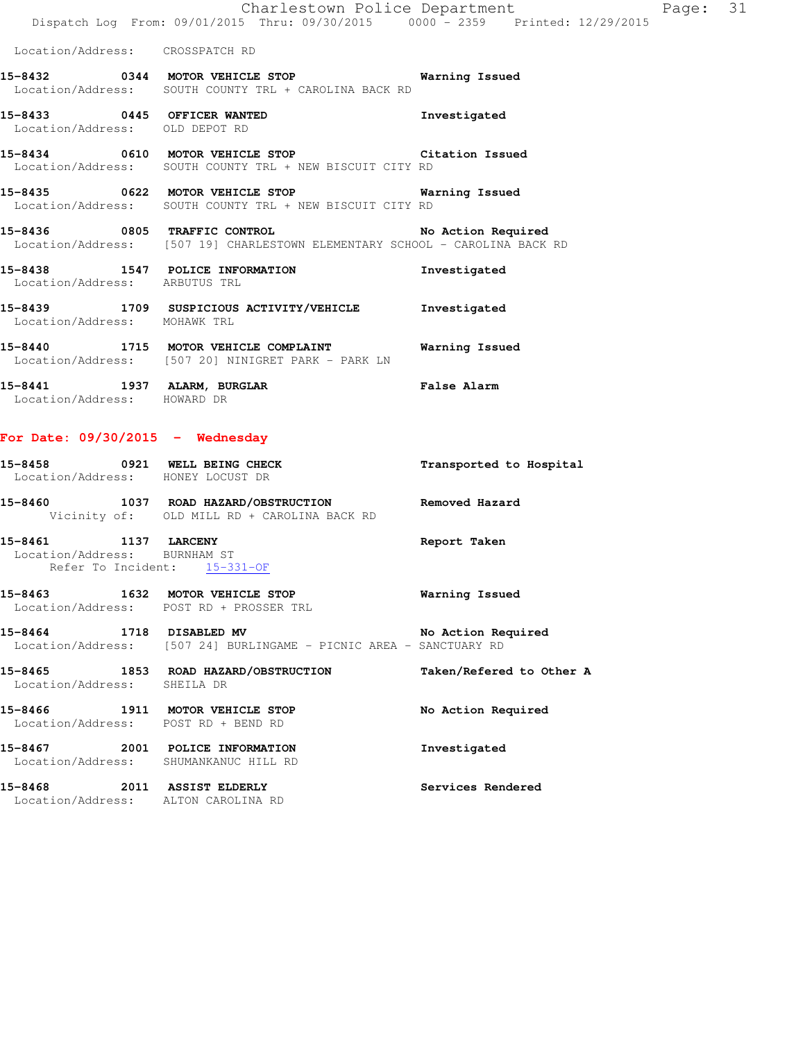Location/Address: CROSSPATCH RD

**15-8432 0344 MOTOR VEHICLE STOP** Warning Issued
Location/Address: SOUTH COUNTY TRL + CAROLINA BACK RD

**15-8433 0445 OFFICER WANTED** Investigated
Location/Address: OLD DEPOT RD

**15-8434 0610 MOTOR VEHICLE STOP** Citation Issued
Location/Address: SOUTH COUNTY TRL + NEW BISCUIT CITY RD

**15-8435 0622 MOTOR VEHICLE STOP** Warning Issued
Location/Address: SOUTH COUNTY TRL + NEW BISCUIT CITY RD

**15-8436 0805 TRAFFIC CONTROL** No Action Required
Location/Address: [507 19] CHARLESTOWN ELEMENTARY SCHOOL - CAROLINA BACK RD

**15-8438 1547 POLICE INFORMATION** Investigated
Location/Address: ARBUTUS TRL

**15-8439 1709 SUSPICIOUS ACTIVITY/VEHICLE** Investigated
Location/Address: MOHAWK TRL

**15-8440 1715 MOTOR VEHICLE COMPLAINT** Warning Issued
Location/Address: [507 20] NINIGRET PARK - PARK LN

**15-8441 1937 ALARM, BURGLAR** False Alarm
Location/Address: HOWARD DR

## For Date: 09/30/2015 - Wednesday

**15-8458 0921 WELL BEING CHECK** Transported to Hospital
Location/Address: HONEY LOCUST DR

**15-8460 1037 ROAD HAZARD/OBSTRUCTION** Removed Hazard
Vicinity of: OLD MILL RD + CAROLINA BACK RD

**15-8461 1137 LARCENY** Report Taken
Location/Address: BURNHAM ST
Refer To Incident: 15-331-OF

**15-8463 1632 MOTOR VEHICLE STOP** Warning Issued
Location/Address: POST RD + PROSSER TRL

**15-8464 1718 DISABLED MV** No Action Required
Location/Address: [507 24] BURLINGAME - PICNIC AREA - SANCTUARY RD

**15-8465 1853 ROAD HAZARD/OBSTRUCTION** Taken/Refered to Other A
Location/Address: SHEILA DR

**15-8466 1911 MOTOR VEHICLE STOP** No Action Required
Location/Address: POST RD + BEND RD

**15-8467 2001 POLICE INFORMATION** Investigated
Location/Address: SHUMANKANUC HILL RD

**15-8468 2011 ASSIST ELDERLY** Services Rendered
Location/Address: ALTON CAROLINA RD